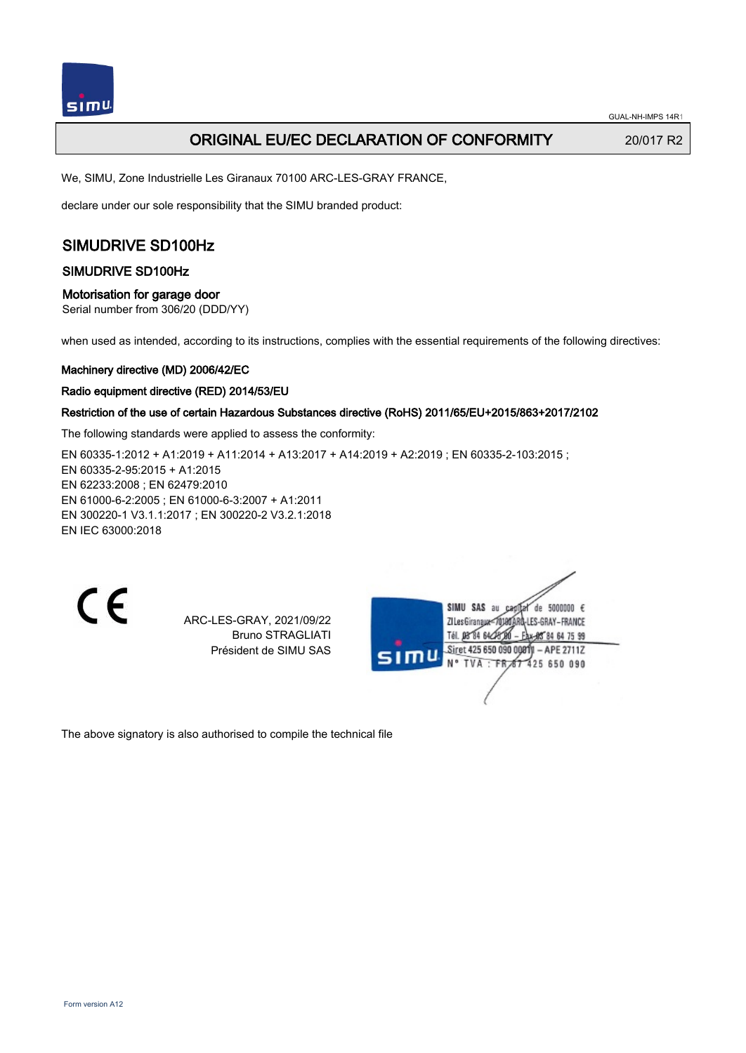# ORIGINAL EU/EC DECLARATION OF CONFORMITY

20/017 R2

We, SIMU, Zone Industrielle Les Giranaux 70100 ARC-LES-GRAY FRANCE,

declare under our sole responsibility that the SIMU branded product:

## SIMUDRIVE SD100Hz

### SIMUDRIVE SD100Hz

### Motorisation for garage door

Serial number from 306/20 (DDD/YY)

when used as intended, according to its instructions, complies with the essential requirements of the following directives:

**Machinery directive (MD) 2006/42/EC**

**Radio equipment directive (RED) 2014/53/EU**

**Restriction of the use of certain Hazardous Substances directive (RoHS) 2011/65/EU+2015/863+2017/2102**

The following standards were applied to assess the conformity:

EN 60335-1:2012 + A1:2019 + A11:2014 + A13:2017 + A14:2019 + A2:2019 ; EN 60335-2-103:2015 ;
EN 60335-2-95:2015 + A1:2015
EN 62233:2008 ; EN 62479:2010
EN 61000-6-2:2005 ; EN 61000-6-3:2007 + A1:2011
EN 300220-1 V3.1.1:2017 ; EN 300220-2 V3.2.1:2018
EN IEC 63000:2018

CE

ARC-LES-GRAY, 2021/09/22
Bruno STRAGLIATI
Président de SIMU SAS

SIMU SAS au capital de 5000000 €
ZI Les Giranaux 70100 ARC-LES-GRAY-FRANCE
Tél. 03 84 64 75 00 – Fax 03 84 64 75 99
Siret 425 650 090 00011 – APE 2711Z
N° TVA : FR 67 425 650 090

The above signatory is also authorised to compile the technical file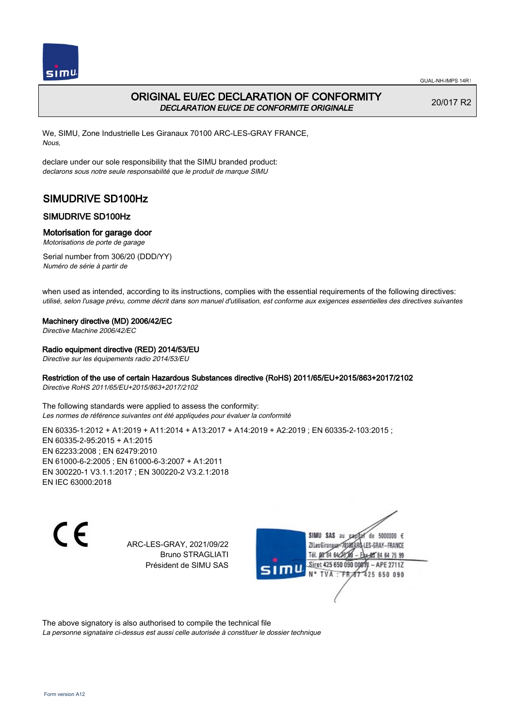# ORIGINAL EU/EC DECLARATION OF CONFORMITY

*DECLARATION EU/CE DE CONFORMITE ORIGINALE*

20/017 R2

We, SIMU, Zone Industrielle Les Giranaux 70100 ARC-LES-GRAY FRANCE,
*Nous,*

declare under our sole responsibility that the SIMU branded product:
*declarons sous notre seule responsabilité que le produit de marque SIMU*

## SIMUDRIVE SD100Hz

### SIMUDRIVE SD100Hz

### Motorisation for garage door

*Motorisations de porte de garage*

Serial number from 306/20 (DDD/YY)
*Numéro de série à partir de*

when used as intended, according to its instructions, complies with the essential requirements of the following directives:
*utilisé, selon l'usage prévu, comme décrit dans son manuel d'utilisation, est conforme aux exigences essentielles des directives suivantes*

**Machinery directive (MD) 2006/42/EC**
*Directive Machine 2006/42/EC*

**Radio equipment directive (RED) 2014/53/EU**
*Directive sur les équipements radio 2014/53/EU*

**Restriction of the use of certain Hazardous Substances directive (RoHS) 2011/65/EU+2015/863+2017/2102**
*Directive RoHS 2011/65/EU+2015/863+2017/2102*

The following standards were applied to assess the conformity:
*Les normes de référence suivantes ont été appliquées pour évaluer la conformité*

EN 60335-1:2012 + A1:2019 + A11:2014 + A13:2017 + A14:2019 + A2:2019 ; EN 60335-2-103:2015 ;
EN 60335-2-95:2015 + A1:2015
EN 62233:2008 ; EN 62479:2010
EN 61000-6-2:2005 ; EN 61000-6-3:2007 + A1:2011
EN 300220-1 V3.1.1:2017 ; EN 300220-2 V3.2.1:2018
EN IEC 63000:2018

ARC-LES-GRAY, 2021/09/22
Bruno STRAGLIATI
Président de SIMU SAS

SIMU SAS au capital de 5000000 €
ZI Les Giranaux 70100 ARC-LES-GRAY-FRANCE
Tél. 03 84 64 75 00 – Fax 03 84 64 75 99
Siret 425 650 090 00011 – APE 2711Z
N° TVA : FR 67 425 650 090

The above signatory is also authorised to compile the technical file
*La personne signataire ci-dessus est aussi celle autorisée à constituer le dossier technique*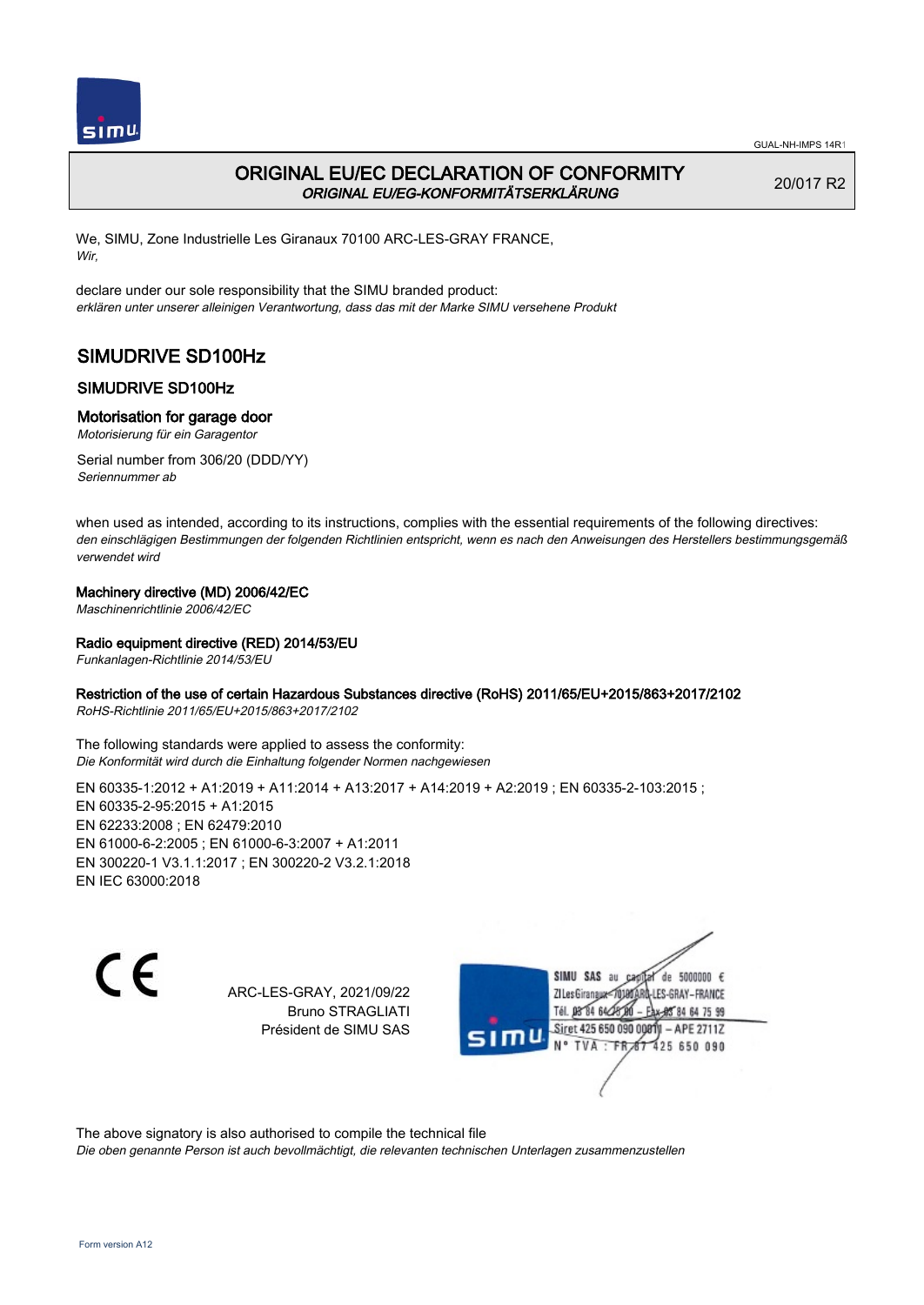# ORIGINAL EU/EC DECLARATION OF CONFORMITY

*ORIGINAL EU/EG-KONFORMITÄTSERKLÄRUNG*

20/017 R2

We, SIMU, Zone Industrielle Les Giranaux 70100 ARC-LES-GRAY FRANCE,
*Wir,*

declare under our sole responsibility that the SIMU branded product:
*erklären unter unserer alleinigen Verantwortung, dass das mit der Marke SIMU versehene Produkt*

## SIMUDRIVE SD100Hz

### SIMUDRIVE SD100Hz

### Motorisation for garage door

*Motorisierung für ein Garagentor*

Serial number from 306/20 (DDD/YY)
*Seriennummer ab*

when used as intended, according to its instructions, complies with the essential requirements of the following directives:
*den einschlägigen Bestimmungen der folgenden Richtlinien entspricht, wenn es nach den Anweisungen des Herstellers bestimmungsgemäß verwendet wird*

**Machinery directive (MD) 2006/42/EC**
*Maschinenrichtlinie 2006/42/EC*

**Radio equipment directive (RED) 2014/53/EU**
*Funkanlagen-Richtlinie 2014/53/EU*

**Restriction of the use of certain Hazardous Substances directive (RoHS) 2011/65/EU+2015/863+2017/2102**
*RoHS-Richtlinie 2011/65/EU+2015/863+2017/2102*

The following standards were applied to assess the conformity:
*Die Konformität wird durch die Einhaltung folgender Normen nachgewiesen*

EN 60335-1:2012 + A1:2019 + A11:2014 + A13:2017 + A14:2019 + A2:2019 ; EN 60335-2-103:2015 ;
EN 60335-2-95:2015 + A1:2015
EN 62233:2008 ; EN 62479:2010
EN 61000-6-2:2005 ; EN 61000-6-3:2007 + A1:2011
EN 300220-1 V3.1.1:2017 ; EN 300220-2 V3.2.1:2018
EN IEC 63000:2018

ARC-LES-GRAY, 2021/09/22
Bruno STRAGLIATI
Président de SIMU SAS

SIMU SAS au capital de 5000000 €
ZI Les Giranaux 70100 ARC-LES-GRAY-FRANCE
Tél. 03 84 64 75 00 – Fax 03 84 64 75 99
Siret 425 650 090 00011 – APE 2711Z
N° TVA : FR 87 425 650 090

The above signatory is also authorised to compile the technical file
*Die oben genannte Person ist auch bevollmächtigt, die relevanten technischen Unterlagen zusammenzustellen*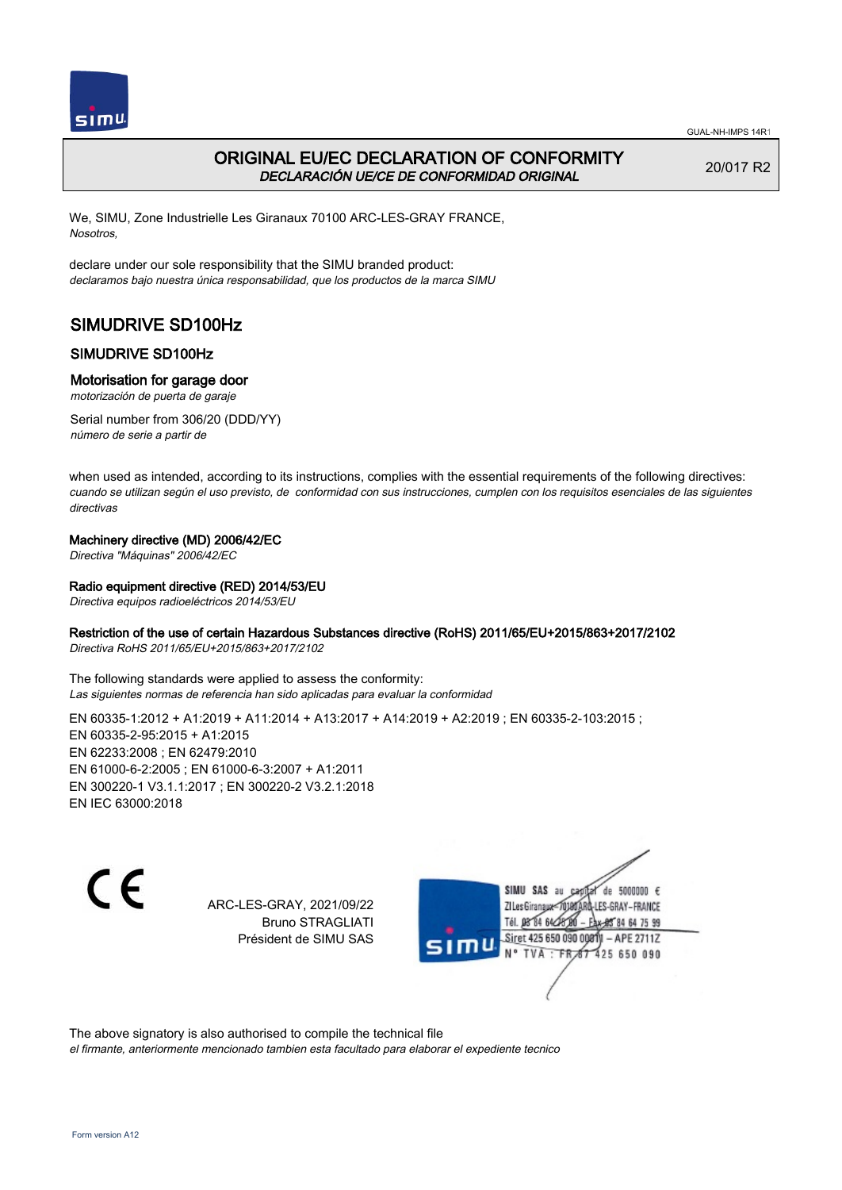# ORIGINAL EU/EC DECLARATION OF CONFORMITY

*DECLARACIÓN UE/CE DE CONFORMIDAD ORIGINAL*

20/017 R2

We, SIMU, Zone Industrielle Les Giranaux 70100 ARC-LES-GRAY FRANCE,
*Nosotros,*

declare under our sole responsibility that the SIMU branded product:
*declaramos bajo nuestra única responsabilidad, que los productos de la marca SIMU*

## SIMUDRIVE SD100Hz

### SIMUDRIVE SD100Hz

### Motorisation for garage door

*motorización de puerta de garaje*

Serial number from 306/20 (DDD/YY)
*número de serie a partir de*

when used as intended, according to its instructions, complies with the essential requirements of the following directives:
*cuando se utilizan según el uso previsto, de conformidad con sus instrucciones, cumplen con los requisitos esenciales de las siguientes directivas*

**Machinery directive (MD) 2006/42/EC**
*Directiva "Máquinas" 2006/42/EC*

**Radio equipment directive (RED) 2014/53/EU**
*Directiva equipos radioeléctricos 2014/53/EU*

**Restriction of the use of certain Hazardous Substances directive (RoHS) 2011/65/EU+2015/863+2017/2102**
*Directiva RoHS 2011/65/EU+2015/863+2017/2102*

The following standards were applied to assess the conformity:
*Las siguientes normas de referencia han sido aplicadas para evaluar la conformidad*

EN 60335-1:2012 + A1:2019 + A11:2014 + A13:2017 + A14:2019 + A2:2019 ; EN 60335-2-103:2015 ;
EN 60335-2-95:2015 + A1:2015
EN 62233:2008 ; EN 62479:2010
EN 61000-6-2:2005 ; EN 61000-6-3:2007 + A1:2011
EN 300220-1 V3.1.1:2017 ; EN 300220-2 V3.2.1:2018
EN IEC 63000:2018

CE

ARC-LES-GRAY, 2021/09/22
Bruno STRAGLIATI
Président de SIMU SAS

SIMU SAS au capital de 5000000 €
ZI Les Giranaux 70100 ARC-LES-GRAY-FRANCE
Tél. 03 84 64 75 00 – Fax 03 84 64 75 99
Siret 425 650 090 00011 – APE 2711Z
N° TVA : FR 87 425 650 090

The above signatory is also authorised to compile the technical file
*el firmante, anteriormente mencionado tambien esta facultado para elaborar el expediente tecnico*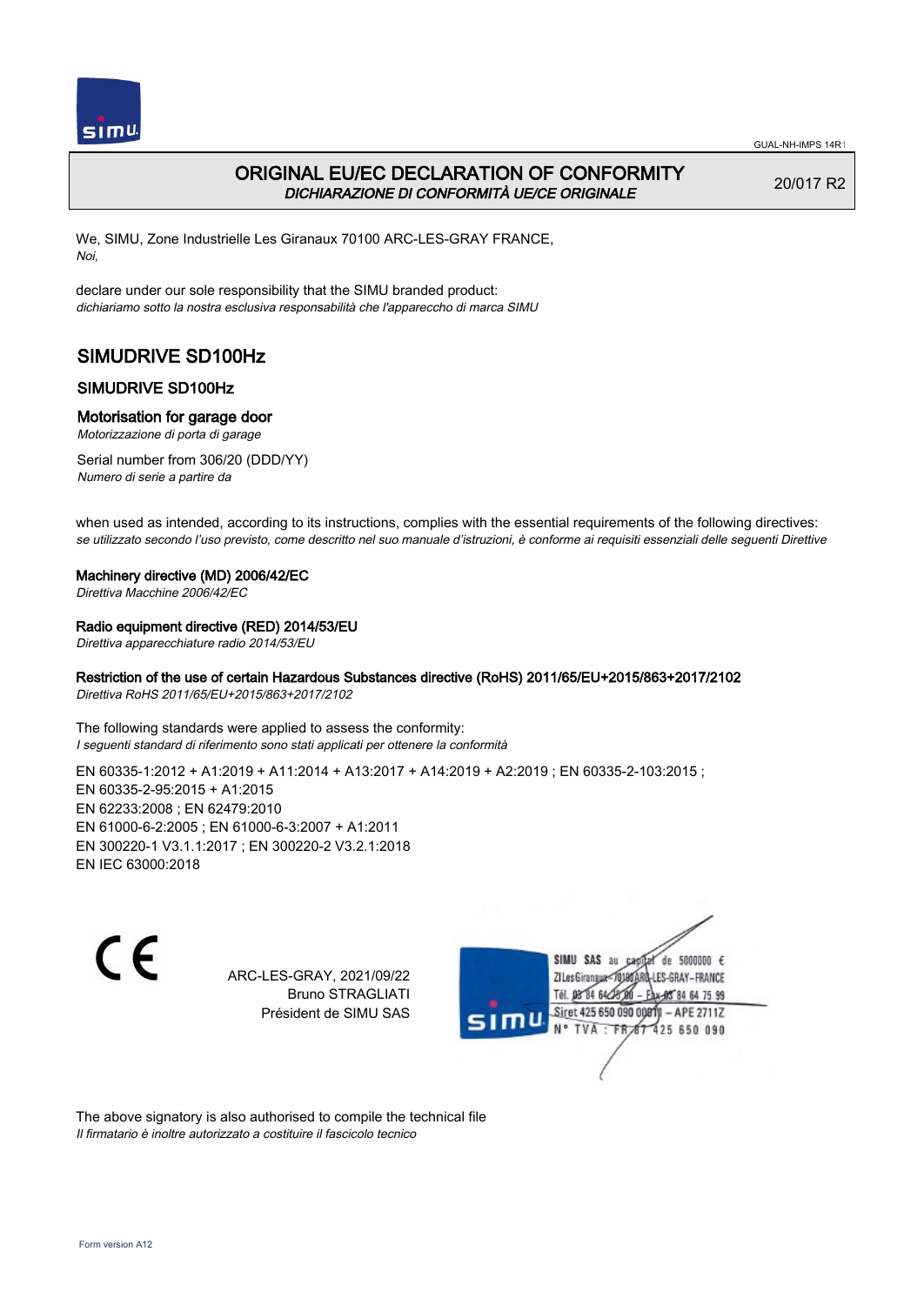GUAL-NH-IMPS 14R1

# ORIGINAL EU/EC DECLARATION OF CONFORMITY

*DICHIARAZIONE DI CONFORMITÀ UE/CE ORIGINALE*

20/017 R2

We, SIMU, Zone Industrielle Les Giranaux 70100 ARC-LES-GRAY FRANCE,
*Noi,*

declare under our sole responsibility that the SIMU branded product:
*dichiariamo sotto la nostra esclusiva responsabilità che l'apparecchio di marca SIMU*

## SIMUDRIVE SD100Hz

### SIMUDRIVE SD100Hz

### Motorisation for garage door

*Motorizzazione di porta di garage*

Serial number from 306/20 (DDD/YY)
*Numero di serie a partire da*

when used as intended, according to its instructions, complies with the essential requirements of the following directives:
*se utilizzato secondo l'uso previsto, come descritto nel suo manuale d'istruzioni, è conforme ai requisiti essenziali delle seguenti Direttive*

**Machinery directive (MD) 2006/42/EC**
*Direttiva Macchine 2006/42/EC*

**Radio equipment directive (RED) 2014/53/EU**
*Direttiva apparecchiature radio 2014/53/EU*

**Restriction of the use of certain Hazardous Substances directive (RoHS) 2011/65/EU+2015/863+2017/2102**
*Direttiva RoHS 2011/65/EU+2015/863+2017/2102*

The following standards were applied to assess the conformity:
*I seguenti standard di riferimento sono stati applicati per ottenere la conformità*

EN 60335-1:2012 + A1:2019 + A11:2014 + A13:2017 + A14:2019 + A2:2019 ; EN 60335-2-103:2015 ;
EN 60335-2-95:2015 + A1:2015
EN 62233:2008 ; EN 62479:2010
EN 61000-6-2:2005 ; EN 61000-6-3:2007 + A1:2011
EN 300220-1 V3.1.1:2017 ; EN 300220-2 V3.2.1:2018
EN IEC 63000:2018

ARC-LES-GRAY, 2021/09/22
Bruno STRAGLIATI
Président de SIMU SAS

SIMU SAS au capital de 5000000 €
ZI Les Giranaux 70100 ARC-LES-GRAY-FRANCE
Tél. 03 84 64 75 00 – Fax 03 84 64 75 99
Siret 425 650 090 00011 – APE 2711Z
N° TVA : FR 67 425 650 090

The above signatory is also authorised to compile the technical file
*Il firmatario è inoltre autorizzato a costituire il fascicolo tecnico*

Form version A12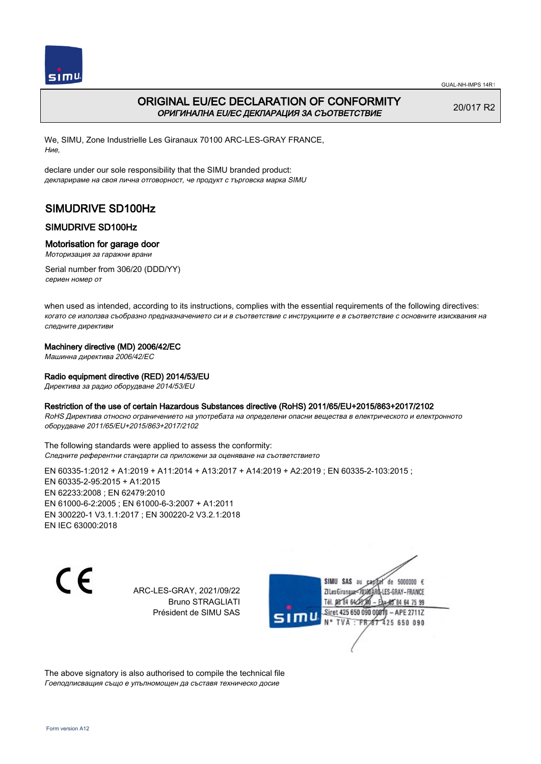# ORIGINAL EU/EC DECLARATION OF CONFORMITY

*ОРИГИНАЛНА EU/EC ДЕКЛАРАЦИЯ ЗА СЪОТВЕТСТВИЕ*

20/017 R2

We, SIMU, Zone Industrielle Les Giranaux 70100 ARC-LES-GRAY FRANCE,
*Ние,*

declare under our sole responsibility that the SIMU branded product:
*декларираме на своя лична отговорност, че продукт с търговска марка SIMU*

## SIMUDRIVE SD100Hz

### SIMUDRIVE SD100Hz

### Motorisation for garage door

*Моторизация за гаражни врани*

Serial number from 306/20 (DDD/YY)
*сериен номер от*

when used as intended, according to its instructions, complies with the essential requirements of the following directives:
*когато се използва съобразно предназначението си и в съответствие с инструкциите е в съответствие с основните изисквания на следните директиви*

**Machinery directive (MD) 2006/42/EC**
*Машинна директива 2006/42/EC*

**Radio equipment directive (RED) 2014/53/EU**
*Директива за радио оборудване 2014/53/EU*

**Restriction of the use of certain Hazardous Substances directive (RoHS) 2011/65/EU+2015/863+2017/2102**
*RoHS Директива относно ограничението на употребата на определени опасни вещества в електрическото и електронното оборудване 2011/65/EU+2015/863+2017/2102*

The following standards were applied to assess the conformity:
*Следните референтни стандарти са приложени за оценяване на съответствието*

EN 60335-1:2012 + A1:2019 + A11:2014 + A13:2017 + A14:2019 + A2:2019 ; EN 60335-2-103:2015 ;
EN 60335-2-95:2015 + A1:2015
EN 62233:2008 ; EN 62479:2010
EN 61000-6-2:2005 ; EN 61000-6-3:2007 + A1:2011
EN 300220-1 V3.1.1:2017 ; EN 300220-2 V3.2.1:2018
EN IEC 63000:2018

ARC-LES-GRAY, 2021/09/22
Bruno STRAGLIATI
Président de SIMU SAS

SIMU SAS au capital de 5000000 €
ZI Les Giranaux 70100 ARC-LES-GRAY-FRANCE
Tél. 03 84 64 75 00 – Fax 03 84 64 75 99
Siret 425 650 090 00011 – APE 2711Z
N° TVA : FR 67 425 650 090

The above signatory is also authorised to compile the technical file
*Гоеподписващия също е упълномощен да съставя техническо досие*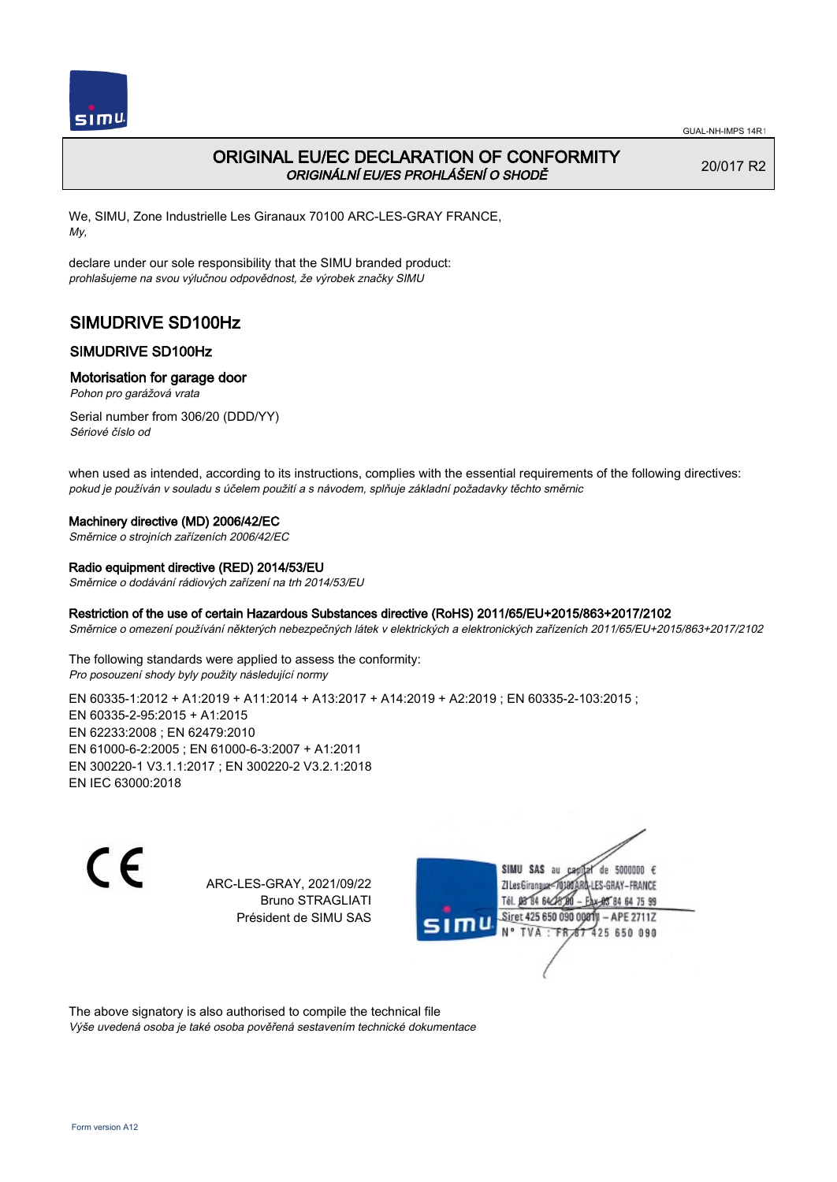# ORIGINAL EU/EC DECLARATION OF CONFORMITY

*ORIGINÁLNÍ EU/ES PROHLÁŠENÍ O SHODĚ*

20/017 R2

We, SIMU, Zone Industrielle Les Giranaux 70100 ARC-LES-GRAY FRANCE,
*My,*

declare under our sole responsibility that the SIMU branded product:
*prohlašujeme na svou výlučnou odpovědnost, že výrobek značky SIMU*

## SIMUDRIVE SD100Hz

### SIMUDRIVE SD100Hz

### Motorisation for garage door

*Pohon pro garážová vrata*

Serial number from 306/20 (DDD/YY)
*Sériové číslo od*

when used as intended, according to its instructions, complies with the essential requirements of the following directives:
*pokud je používán v souladu s účelem použití a s návodem, splňuje základní požadavky těchto směrnic*

**Machinery directive (MD) 2006/42/EC**
*Směrnice o strojních zařízeních 2006/42/EC*

**Radio equipment directive (RED) 2014/53/EU**
*Směrnice o dodávání rádiových zařízení na trh 2014/53/EU*

**Restriction of the use of certain Hazardous Substances directive (RoHS) 2011/65/EU+2015/863+2017/2102**
*Směrnice o omezení používání některých nebezpečných látek v elektrických a elektronických zařízeních 2011/65/EU+2015/863+2017/2102*

The following standards were applied to assess the conformity:
*Pro posouzení shody byly použity následující normy*

EN 60335-1:2012 + A1:2019 + A11:2014 + A13:2017 + A14:2019 + A2:2019 ; EN 60335-2-103:2015 ;
EN 60335-2-95:2015 + A1:2015
EN 62233:2008 ; EN 62479:2010
EN 61000-6-2:2005 ; EN 61000-6-3:2007 + A1:2011
EN 300220-1 V3.1.1:2017 ; EN 300220-2 V3.2.1:2018
EN IEC 63000:2018

CE

ARC-LES-GRAY, 2021/09/22
Bruno STRAGLIATI
Président de SIMU SAS

SIMU SAS au capital de 5000000 €
ZI Les Giranaux 70100 ARC-LES-GRAY-FRANCE
Tél. 03 84 64 75 00 – Fax 03 84 64 75 99
Siret 425 650 090 00011 – APE 2711Z
N° TVA : FR 67 425 650 090

The above signatory is also authorised to compile the technical file
*Výše uvedená osoba je také osoba pověřená sestavením technické dokumentace*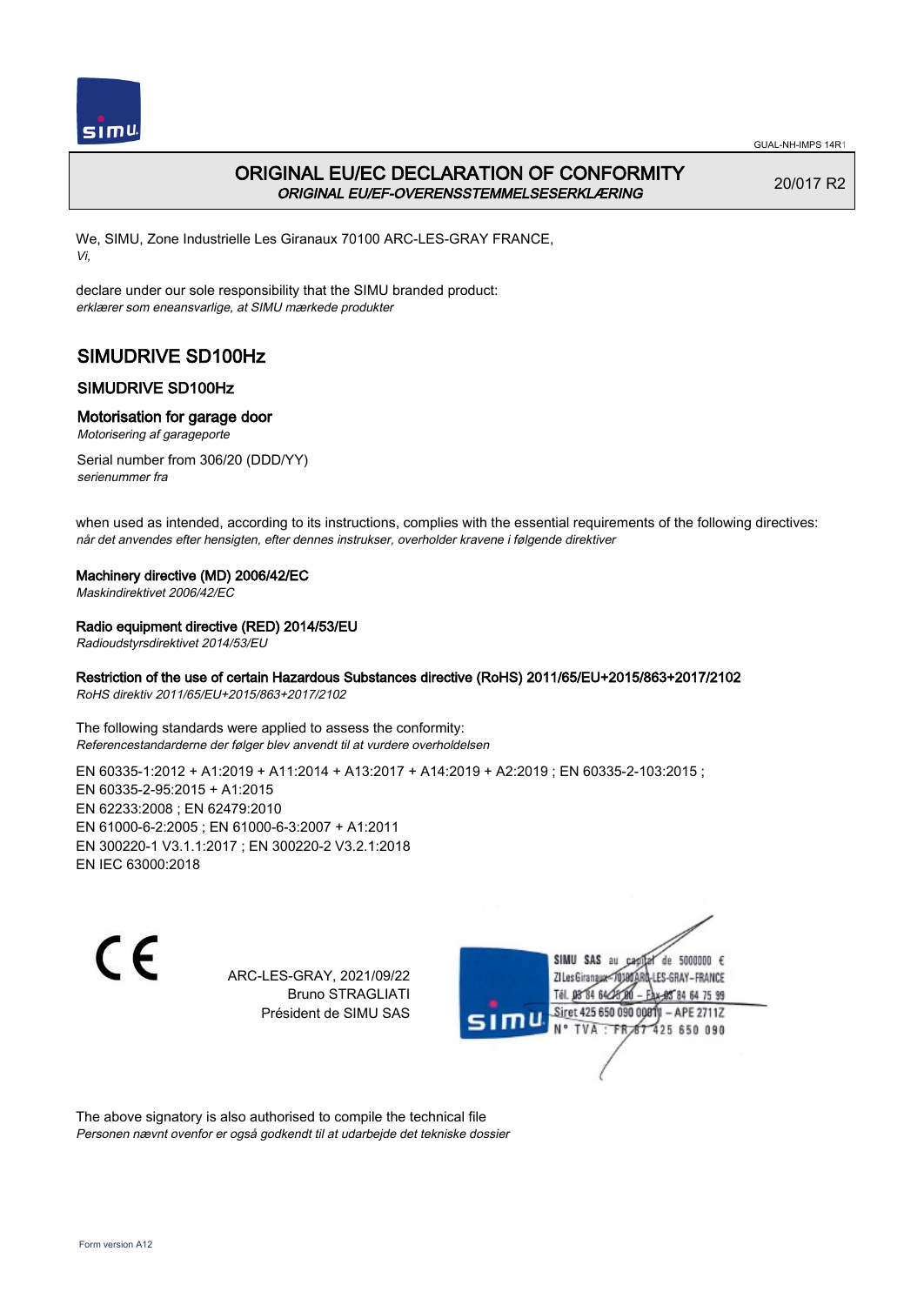# ORIGINAL EU/EC DECLARATION OF CONFORMITY

*ORIGINAL EU/EF-OVERENSSTEMMELSESERKLÆRING*

20/017 R2

We, SIMU, Zone Industrielle Les Giranaux 70100 ARC-LES-GRAY FRANCE,
*Vi,*

declare under our sole responsibility that the SIMU branded product:
*erklærer som eneansvarlige, at SIMU mærkede produkter*

## SIMUDRIVE SD100Hz

### SIMUDRIVE SD100Hz

### Motorisation for garage door

*Motorisering af garageporte*

Serial number from 306/20 (DDD/YY)
*serienummer fra*

when used as intended, according to its instructions, complies with the essential requirements of the following directives:
*når det anvendes efter hensigten, efter dennes instrukser, overholder kravene i følgende direktiver*

**Machinery directive (MD) 2006/42/EC**
*Maskindirektivet 2006/42/EC*

**Radio equipment directive (RED) 2014/53/EU**
*Radioudstyrsdirektivet 2014/53/EU*

**Restriction of the use of certain Hazardous Substances directive (RoHS) 2011/65/EU+2015/863+2017/2102**
*RoHS direktiv 2011/65/EU+2015/863+2017/2102*

The following standards were applied to assess the conformity:
*Referencestandarderne der følger blev anvendt til at vurdere overholdelsen*

EN 60335-1:2012 + A1:2019 + A11:2014 + A13:2017 + A14:2019 + A2:2019 ; EN 60335-2-103:2015 ;
EN 60335-2-95:2015 + A1:2015
EN 62233:2008 ; EN 62479:2010
EN 61000-6-2:2005 ; EN 61000-6-3:2007 + A1:2011
EN 300220-1 V3.1.1:2017 ; EN 300220-2 V3.2.1:2018
EN IEC 63000:2018

ARC-LES-GRAY, 2021/09/22
Bruno STRAGLIATI
Président de SIMU SAS

SIMU SAS au capital de 5000000 €
ZI Les Giranaux 70100 ARC-LES-GRAY-FRANCE
Tél. 03 84 64 75 00 – Fax 03 84 64 75 99
Siret 425 650 090 00011 – APE 2711Z
N° TVA : FR 67 425 650 090

The above signatory is also authorised to compile the technical file
*Personen nævnt ovenfor er også godkendt til at udarbejde det tekniske dossier*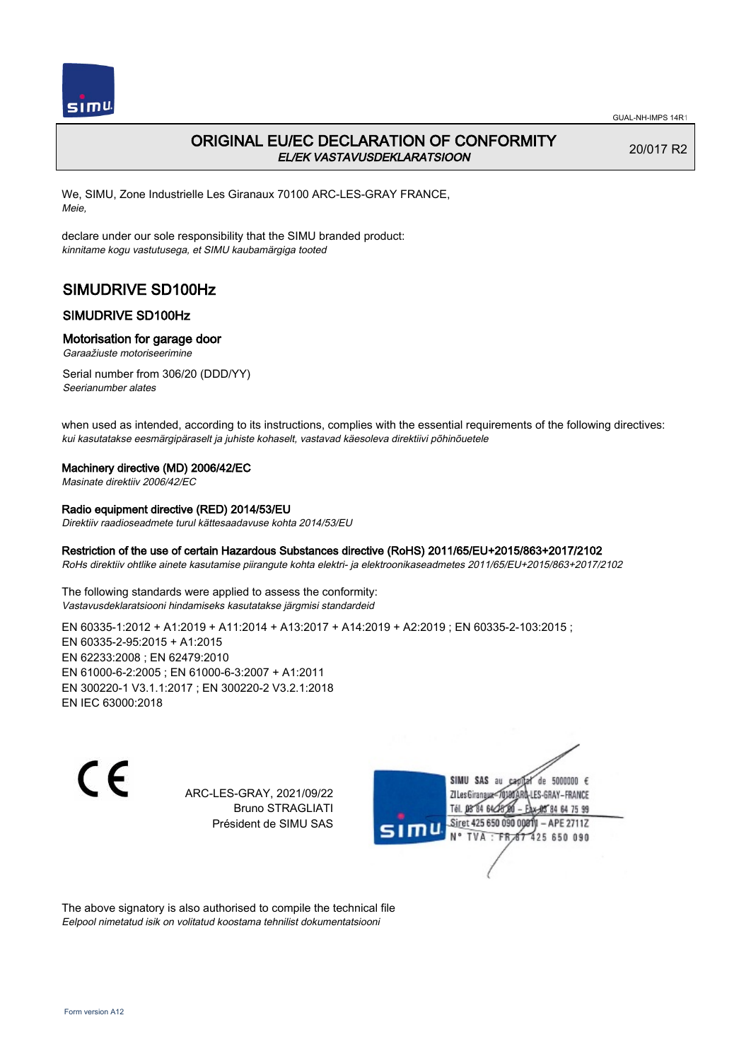# ORIGINAL EU/EC DECLARATION OF CONFORMITY

*EL/EK VASTAVUSDEKLARATSIOON*

20/017 R2

We, SIMU, Zone Industrielle Les Giranaux 70100 ARC-LES-GRAY FRANCE,
*Meie,*

declare under our sole responsibility that the SIMU branded product:
*kinnitame kogu vastutusega, et SIMU kaubamärgiga tooted*

## SIMUDRIVE SD100Hz

### SIMUDRIVE SD100Hz

### Motorisation for garage door

*Garaažiuste motoriseerimine*

Serial number from 306/20 (DDD/YY)
*Seerianumber alates*

when used as intended, according to its instructions, complies with the essential requirements of the following directives:
*kui kasutatakse eesmärgipäraselt ja juhiste kohaselt, vastavad käesoleva direktiivi põhinõuetele*

**Machinery directive (MD) 2006/42/EC**
*Masinate direktiiv 2006/42/EC*

**Radio equipment directive (RED) 2014/53/EU**
*Direktiiv raadioseadmete turul kättesaadavuse kohta 2014/53/EU*

**Restriction of the use of certain Hazardous Substances directive (RoHS) 2011/65/EU+2015/863+2017/2102**
*RoHs direktiiv ohtlike ainete kasutamise piirangute kohta elektri- ja elektroonikaseadmetes 2011/65/EU+2015/863+2017/2102*

The following standards were applied to assess the conformity:
*Vastavusdeklaratsiooni hindamiseks kasutatakse järgmisi standardeid*

EN 60335-1:2012 + A1:2019 + A11:2014 + A13:2017 + A14:2019 + A2:2019 ; EN 60335-2-103:2015 ;
EN 60335-2-95:2015 + A1:2015
EN 62233:2008 ; EN 62479:2010
EN 61000-6-2:2005 ; EN 61000-6-3:2007 + A1:2011
EN 300220-1 V3.1.1:2017 ; EN 300220-2 V3.2.1:2018
EN IEC 63000:2018

CE

ARC-LES-GRAY, 2021/09/22
Bruno STRAGLIATI
Président de SIMU SAS

SIMU SAS au capital de 5000000 €
ZI Les Giranaux 70100 ARC-LES-GRAY-FRANCE
Tél. 03 84 64 75 00 – Fax 03 84 64 75 99
Siret 425 650 090 00011 – APE 2711Z
N° TVA : FR 67 425 650 090

The above signatory is also authorised to compile the technical file
*Eelpool nimetatud isik on volitatud koostama tehnilist dokumentatsiooni*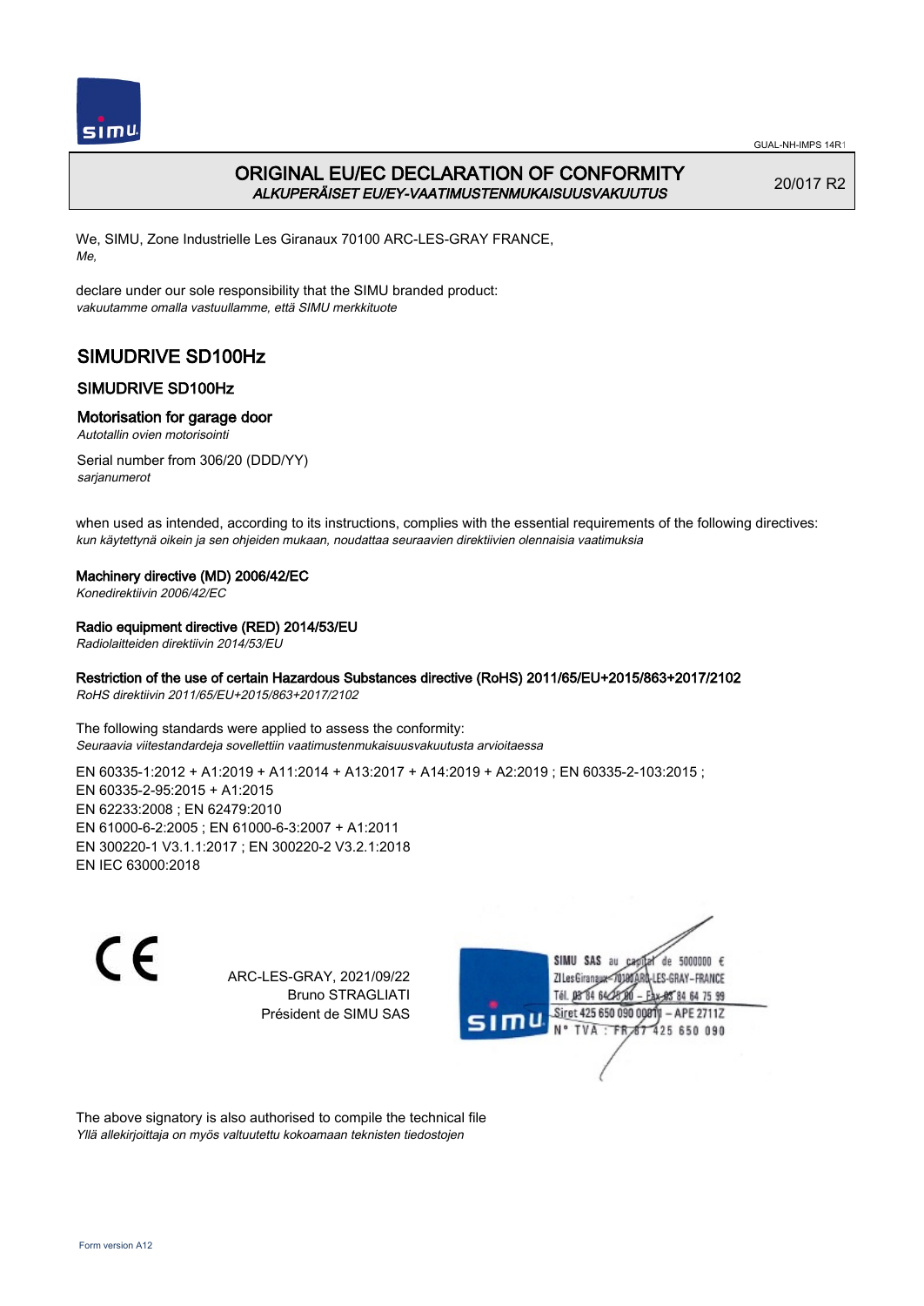# ORIGINAL EU/EC DECLARATION OF CONFORMITY

*ALKUPERÄISET EU/EY-VAATIMUSTENMUKAISUUSVAKUUTUS*

20/017 R2

We, SIMU, Zone Industrielle Les Giranaux 70100 ARC-LES-GRAY FRANCE,
*Me,*

declare under our sole responsibility that the SIMU branded product:
*vakuutamme omalla vastuullamme, että SIMU merkkituote*

## SIMUDRIVE SD100Hz

### SIMUDRIVE SD100Hz

### Motorisation for garage door

*Autotallin ovien motorisointi*

Serial number from 306/20 (DDD/YY)
*sarjanumerot*

when used as intended, according to its instructions, complies with the essential requirements of the following directives:
*kun käytettynä oikein ja sen ohjeiden mukaan, noudattaa seuraavien direktiivien olennaisia vaatimuksia*

**Machinery directive (MD) 2006/42/EC**
*Konedirektiivin 2006/42/EC*

**Radio equipment directive (RED) 2014/53/EU**
*Radiolaitteiden direktiivin 2014/53/EU*

**Restriction of the use of certain Hazardous Substances directive (RoHS) 2011/65/EU+2015/863+2017/2102**
*RoHS direktiivin 2011/65/EU+2015/863+2017/2102*

The following standards were applied to assess the conformity:
*Seuraavia viitestandardeja sovellettiin vaatimustenmukaisuusvakuutusta arvioitaessa*

EN 60335-1:2012 + A1:2019 + A11:2014 + A13:2017 + A14:2019 + A2:2019 ; EN 60335-2-103:2015 ;
EN 60335-2-95:2015 + A1:2015
EN 62233:2008 ; EN 62479:2010
EN 61000-6-2:2005 ; EN 61000-6-3:2007 + A1:2011
EN 300220-1 V3.1.1:2017 ; EN 300220-2 V3.2.1:2018
EN IEC 63000:2018

CE

ARC-LES-GRAY, 2021/09/22
Bruno STRAGLIATI
Président de SIMU SAS

SIMU SAS au capital de 5000000 €
ZI Les Giranaux 70100 ARC-LES-GRAY-FRANCE
Tél. 03 84 64 75 00 – Fax 03 84 64 75 99
Siret 425 650 090 00011 – APE 2711Z
N° TVA : FR 67 425 650 090

The above signatory is also authorised to compile the technical file
*Yllä allekirjoittaja on myös valtuutettu kokoamaan teknisten tiedostojen*

Form version A12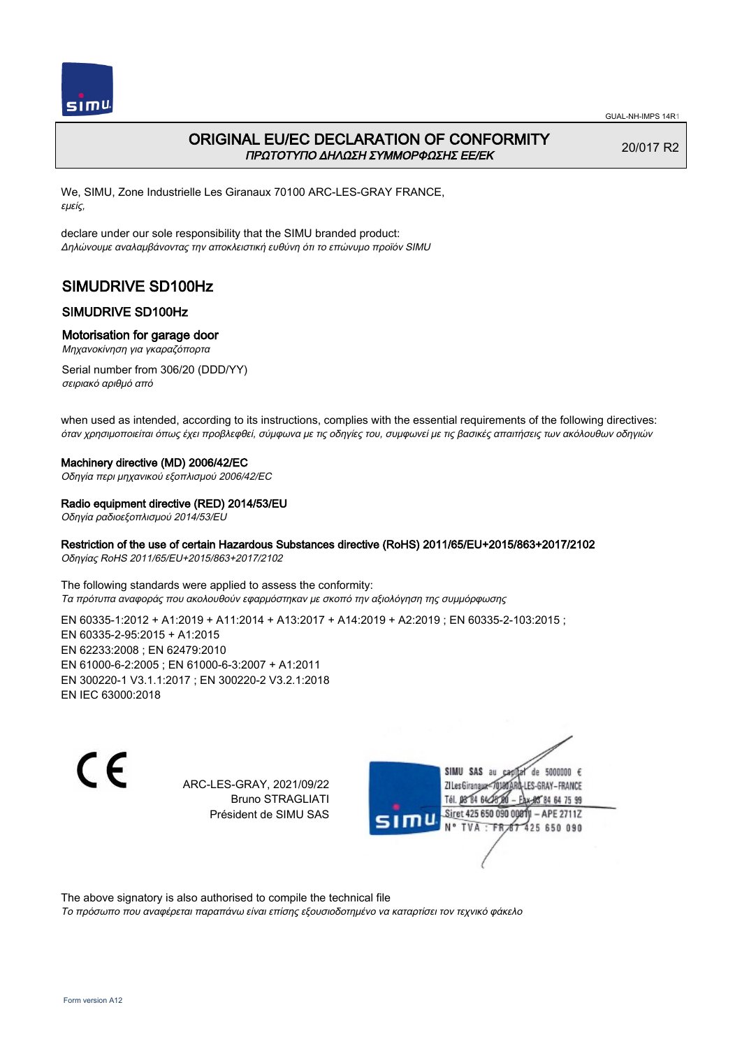# ORIGINAL EU/EC DECLARATION OF CONFORMITY

*ΠΡΩΤΟΤΥΠΟ ΔΗΛΩΣΗ ΣΥΜΜΟΡΦΩΣΗΣ ΕΕ/ΕΚ*

20/017 R2

We, SIMU, Zone Industrielle Les Giranaux 70100 ARC-LES-GRAY FRANCE,
*εμείς,*

declare under our sole responsibility that the SIMU branded product:
*Δηλώνουμε αναλαμβάνοντας την αποκλειστική ευθύνη ότι το επώνυμο προϊόν SIMU*

## SIMUDRIVE SD100Hz

### SIMUDRIVE SD100Hz

### Motorisation for garage door

*Μηχανοκίνηση για γκαραζόπορτα*

Serial number from 306/20 (DDD/YY)
*σειριακό αριθμό από*

when used as intended, according to its instructions, complies with the essential requirements of the following directives:
*όταν χρησιμοποιείται όπως έχει προβλεφθεί, σύμφωνα με τις οδηγίες του, συμφωνεί με τις βασικές απαιτήσεις των ακόλουθων οδηγιών*

**Machinery directive (MD) 2006/42/EC**
*Οδηγία περι μηχανικού εξοπλισμού 2006/42/EC*

**Radio equipment directive (RED) 2014/53/EU**
*Οδηγία ραδιοεξοπλισμού 2014/53/EU*

**Restriction of the use of certain Hazardous Substances directive (RoHS) 2011/65/EU+2015/863+2017/2102**
*Οδηγίας RoHS 2011/65/EU+2015/863+2017/2102*

The following standards were applied to assess the conformity:
*Τα πρότυπα αναφοράς που ακολουθούν εφαρμόστηκαν με σκοπό την αξιολόγηση της συμμόρφωσης*

EN 60335-1:2012 + A1:2019 + A11:2014 + A13:2017 + A14:2019 + A2:2019 ; EN 60335-2-103:2015 ;
EN 60335-2-95:2015 + A1:2015
EN 62233:2008 ; EN 62479:2010
EN 61000-6-2:2005 ; EN 61000-6-3:2007 + A1:2011
EN 300220-1 V3.1.1:2017 ; EN 300220-2 V3.2.1:2018
EN IEC 63000:2018

CE

ARC-LES-GRAY, 2021/09/22
Bruno STRAGLIATI
Président de SIMU SAS

SIMU SAS au capital de 5000000 €
ZI Les Giranaux 70100 ARC-LES-GRAY-FRANCE
Tél. 03 84 64 28 00 – Fax 03 84 64 75 99
Siret 425 650 090 00011 – APE 2711Z
N° TVA : FR 67 425 650 090

The above signatory is also authorised to compile the technical file
*Το πρόσωπο που αναφέρεται παραπάνω είναι επίσης εξουσιοδοτημένο να καταρτίσει τον τεχνικό φάκελο*

Form version A12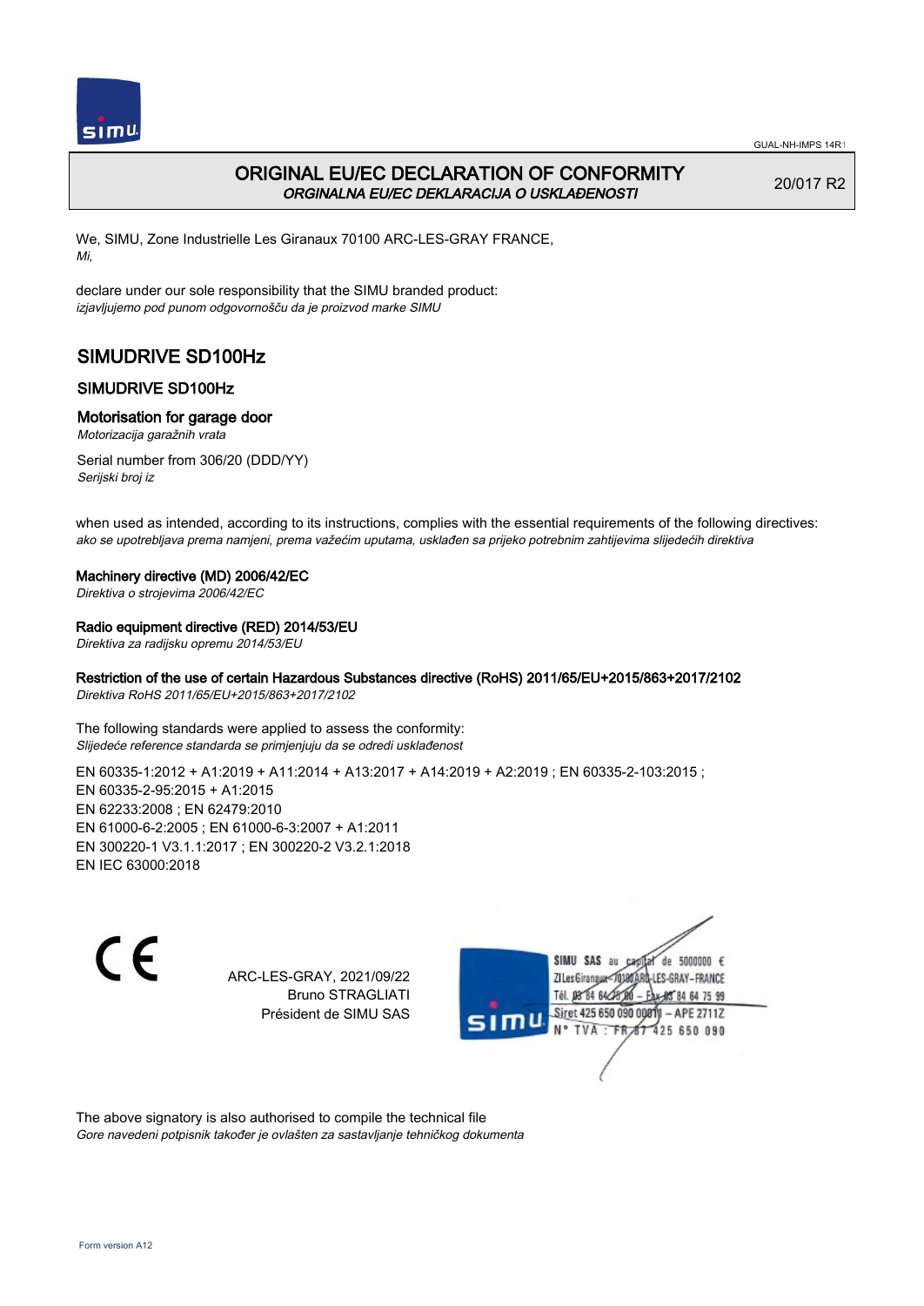# ORIGINAL EU/EC DECLARATION OF CONFORMITY

*ORGINALNA EU/EC DEKLARACIJA O USKLAĐENOSTI*

20/017 R2

We, SIMU, Zone Industrielle Les Giranaux 70100 ARC-LES-GRAY FRANCE,
*Mi,*

declare under our sole responsibility that the SIMU branded product:
*izjavljujemo pod punom odgovornošču da je proizvod marke SIMU*

## SIMUDRIVE SD100Hz

### SIMUDRIVE SD100Hz

### Motorisation for garage door

*Motorizacija garažnih vrata*

Serial number from 306/20 (DDD/YY)
*Serijski broj iz*

when used as intended, according to its instructions, complies with the essential requirements of the following directives:
*ako se upotrebljava prema namjeni, prema važećim uputama, usklađen sa prijeko potrebnim zahtijevima slijedećih direktiva*

**Machinery directive (MD) 2006/42/EC**
*Direktiva o strojevima 2006/42/EC*

**Radio equipment directive (RED) 2014/53/EU**
*Direktiva za radijsku opremu 2014/53/EU*

**Restriction of the use of certain Hazardous Substances directive (RoHS) 2011/65/EU+2015/863+2017/2102**
*Direktiva RoHS 2011/65/EU+2015/863+2017/2102*

The following standards were applied to assess the conformity:
*Slijedeće reference standarda se primjenjuju da se odredi usklađenost*

EN 60335-1:2012 + A1:2019 + A11:2014 + A13:2017 + A14:2019 + A2:2019 ; EN 60335-2-103:2015 ;
EN 60335-2-95:2015 + A1:2015
EN 62233:2008 ; EN 62479:2010
EN 61000-6-2:2005 ; EN 61000-6-3:2007 + A1:2011
EN 300220-1 V3.1.1:2017 ; EN 300220-2 V3.2.1:2018
EN IEC 63000:2018

CE

ARC-LES-GRAY, 2021/09/22
Bruno STRAGLIATI
Président de SIMU SAS

SIMU SAS au capital de 5000000 €
ZI Les Giranaux 70100 ARC-LES-GRAY-FRANCE
Tél. 03 84 64 78 00 – Fax 03 84 64 75 99
Siret 425 650 090 00011 – APE 2711Z
N° TVA : FR 67 425 650 090

The above signatory is also authorised to compile the technical file
*Gore navedeni potpisnik također je ovlašten za sastavljanje tehničkog dokumenta*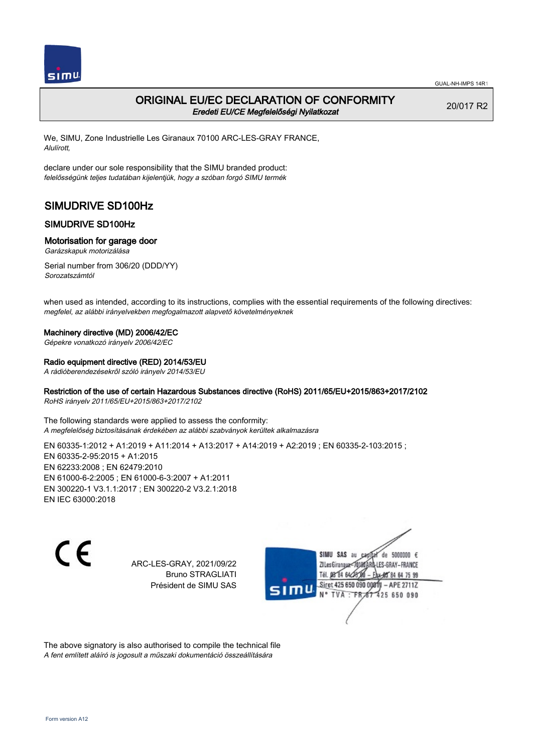# ORIGINAL EU/EC DECLARATION OF CONFORMITY

*Eredeti EU/CE Megfelelőségi Nyilatkozat*

20/017 R2

We, SIMU, Zone Industrielle Les Giranaux 70100 ARC-LES-GRAY FRANCE,
*Alulírott,*

declare under our sole responsibility that the SIMU branded product:
*felelősségünk teljes tudatában kijelentjük, hogy a szóban forgó SIMU termék*

## SIMUDRIVE SD100Hz

### SIMUDRIVE SD100Hz

### Motorisation for garage door

*Garázskapuk motorizálása*

Serial number from 306/20 (DDD/YY)
*Sorozatszámtól*

when used as intended, according to its instructions, complies with the essential requirements of the following directives:
*megfelel, az alábbi irányelvekben megfogalmazott alapvető követelményeknek*

**Machinery directive (MD) 2006/42/EC**
*Gépekre vonatkozó irányelv 2006/42/EC*

**Radio equipment directive (RED) 2014/53/EU**
*A rádióberendezésekről szóló irányelv 2014/53/EU*

**Restriction of the use of certain Hazardous Substances directive (RoHS) 2011/65/EU+2015/863+2017/2102**
*RoHS irányelv 2011/65/EU+2015/863+2017/2102*

The following standards were applied to assess the conformity:
*A megfelelőség biztosításának érdekében az alábbi szabványok kerültek alkalmazásra*

EN 60335-1:2012 + A1:2019 + A11:2014 + A13:2017 + A14:2019 + A2:2019 ; EN 60335-2-103:2015 ;
EN 60335-2-95:2015 + A1:2015
EN 62233:2008 ; EN 62479:2010
EN 61000-6-2:2005 ; EN 61000-6-3:2007 + A1:2011
EN 300220-1 V3.1.1:2017 ; EN 300220-2 V3.2.1:2018
EN IEC 63000:2018

CE

ARC-LES-GRAY, 2021/09/22
Bruno STRAGLIATI
Président de SIMU SAS

SIMU SAS au capital de 5000000 €
ZI Les Giranaux 70100 ARC-LES-GRAY-FRANCE
Tél. 03 84 64 75 00 – Fax 03 84 64 75 99
Siret 425 650 090 00011 – APE 2711Z
N° TVA : FR 67 425 650 090

The above signatory is also authorised to compile the technical file
*A fent említett aláíró is jogosult a műszaki dokumentáció összeállítására*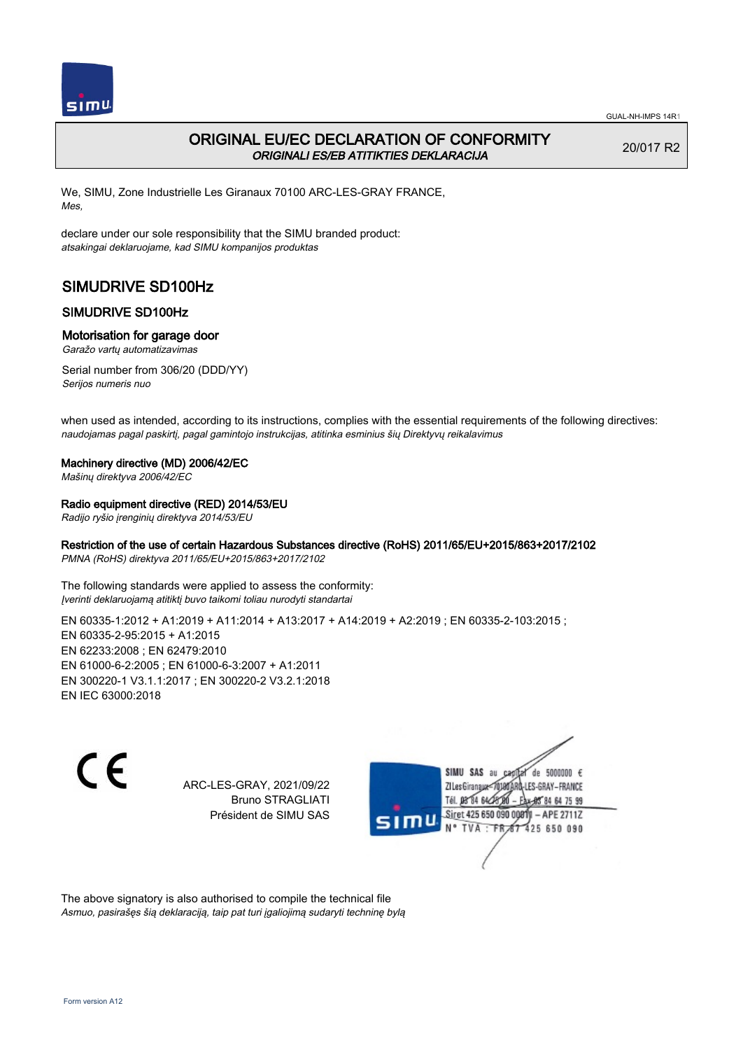# ORIGINAL EU/EC DECLARATION OF CONFORMITY

*ORIGINALI ES/EB ATITIKTIES DEKLARACIJA*

20/017 R2

We, SIMU, Zone Industrielle Les Giranaux 70100 ARC-LES-GRAY FRANCE,
*Mes,*

declare under our sole responsibility that the SIMU branded product:
*atsakingai deklaruojame, kad SIMU kompanijos produktas*

## SIMUDRIVE SD100Hz

### SIMUDRIVE SD100Hz

### Motorisation for garage door

*Garažo vartų automatizavimas*

Serial number from 306/20 (DDD/YY)
*Serijos numeris nuo*

when used as intended, according to its instructions, complies with the essential requirements of the following directives:
*naudojamas pagal paskirtį, pagal gamintojo instrukcijas, atitinka esminius šių Direktyvų reikalavimus*

**Machinery directive (MD) 2006/42/EC**
*Mašinų direktyva 2006/42/EC*

**Radio equipment directive (RED) 2014/53/EU**
*Radijo ryšio įrenginių direktyva 2014/53/EU*

**Restriction of the use of certain Hazardous Substances directive (RoHS) 2011/65/EU+2015/863+2017/2102**
*PMNA (RoHS) direktyva 2011/65/EU+2015/863+2017/2102*

The following standards were applied to assess the conformity:
*Įverinti deklaruojamą atitiktį buvo taikomi toliau nurodyti standartai*

EN 60335-1:2012 + A1:2019 + A11:2014 + A13:2017 + A14:2019 + A2:2019 ; EN 60335-2-103:2015 ;
EN 60335-2-95:2015 + A1:2015
EN 62233:2008 ; EN 62479:2010
EN 61000-6-2:2005 ; EN 61000-6-3:2007 + A1:2011
EN 300220-1 V3.1.1:2017 ; EN 300220-2 V3.2.1:2018
EN IEC 63000:2018

ARC-LES-GRAY, 2021/09/22
Bruno STRAGLIATI
Président de SIMU SAS

SIMU SAS au capital de 5000000 €
ZI Les Giranaux 70100 ARC-LES-GRAY-FRANCE
Tél. 03 84 64 75 00 – Fax 03 84 64 75 99
Siret 425 650 090 00011 – APE 2711Z
N° TVA : FR 67 425 650 090

The above signatory is also authorised to compile the technical file
*Asmuo, pasirašęs šią deklaraciją, taip pat turi įgaliojimą sudaryti techninę bylą*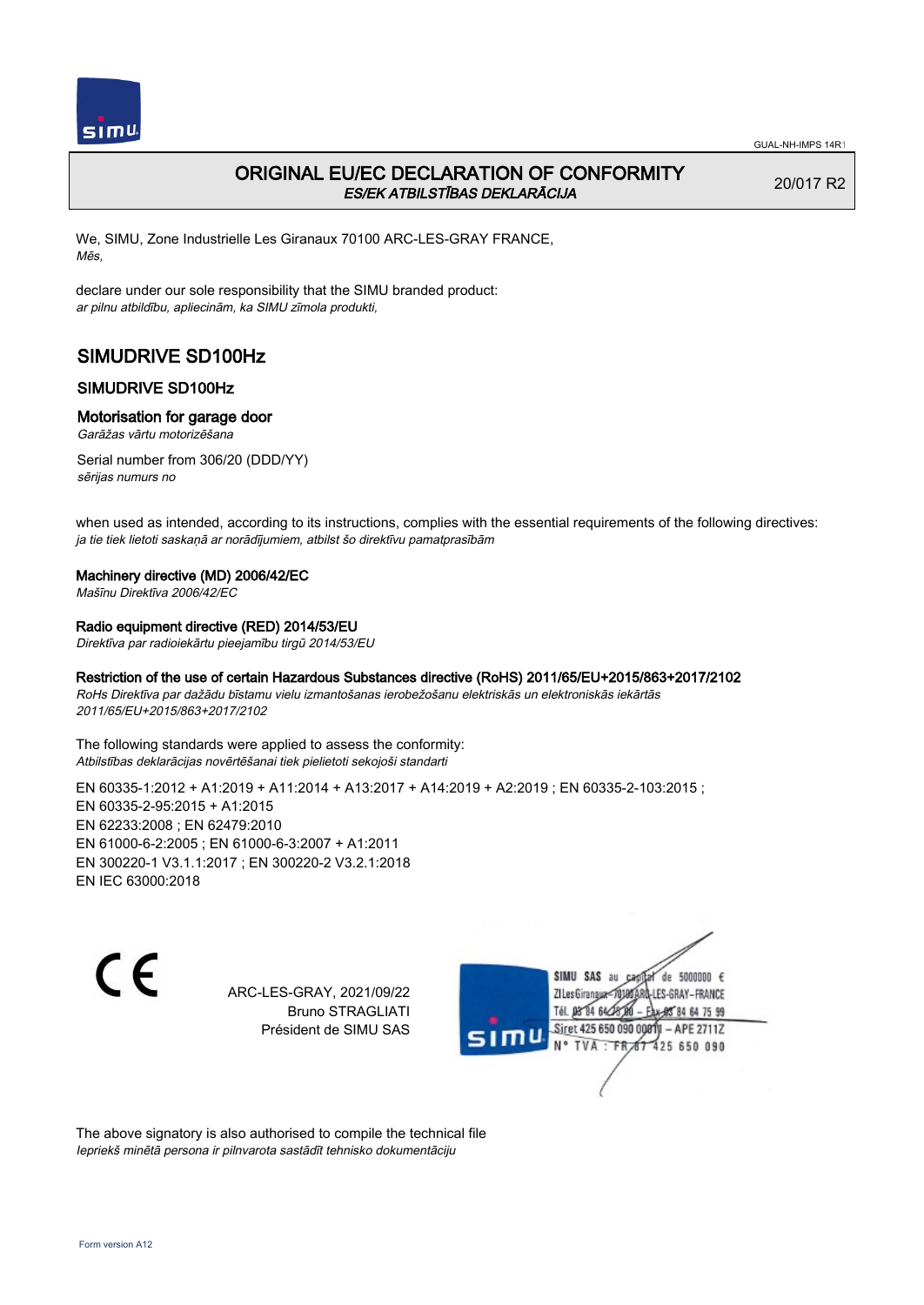# ORIGINAL EU/EC DECLARATION OF CONFORMITY

*ES/EK ATBILSTĪBAS DEKLARĀCIJA*

20/017 R2

We, SIMU, Zone Industrielle Les Giranaux 70100 ARC-LES-GRAY FRANCE,
*Mēs,*

declare under our sole responsibility that the SIMU branded product:
*ar pilnu atbildību, apliecinām, ka SIMU zīmola produkti,*

## SIMUDRIVE SD100Hz

### SIMUDRIVE SD100Hz

### Motorisation for garage door

*Garāžas vārtu motorizēšana*

Serial number from 306/20 (DDD/YY)
*sērijas numurs no*

when used as intended, according to its instructions, complies with the essential requirements of the following directives:
*ja tie tiek lietoti saskaņā ar norādījumiem, atbilst šo direktīvu pamatprasībām*

**Machinery directive (MD) 2006/42/EC**
*Mašīnu Direktīva 2006/42/EC*

**Radio equipment directive (RED) 2014/53/EU**
*Direktīva par radioiekārtu pieejamību tirgū 2014/53/EU*

**Restriction of the use of certain Hazardous Substances directive (RoHS) 2011/65/EU+2015/863+2017/2102**
*RoHs Direktīva par dažādu bīstamu vielu izmantošanas ierobežošanu elektriskās un elektroniskās iekārtās 2011/65/EU+2015/863+2017/2102*

The following standards were applied to assess the conformity:
*Atbilstības deklarācijas novērtēšanai tiek pielietoti sekojoši standarti*

EN 60335-1:2012 + A1:2019 + A11:2014 + A13:2017 + A14:2019 + A2:2019 ; EN 60335-2-103:2015 ;
EN 60335-2-95:2015 + A1:2015
EN 62233:2008 ; EN 62479:2010
EN 61000-6-2:2005 ; EN 61000-6-3:2007 + A1:2011
EN 300220-1 V3.1.1:2017 ; EN 300220-2 V3.2.1:2018
EN IEC 63000:2018

CE

ARC-LES-GRAY, 2021/09/22
Bruno STRAGLIATI
Président de SIMU SAS

SIMU SAS au capital de 5000000 €
ZI Les Giranaux 70100 ARC-LES-GRAY-FRANCE
Tél. 03 84 64 75 00 – Fax 03 84 64 75 99
Siret 425 650 090 00011 – APE 2711Z
N° TVA : FR 87 425 650 090

The above signatory is also authorised to compile the technical file
*Iepriekš minētā persona ir pilnvarota sastādīt tehnisko dokumentāciju*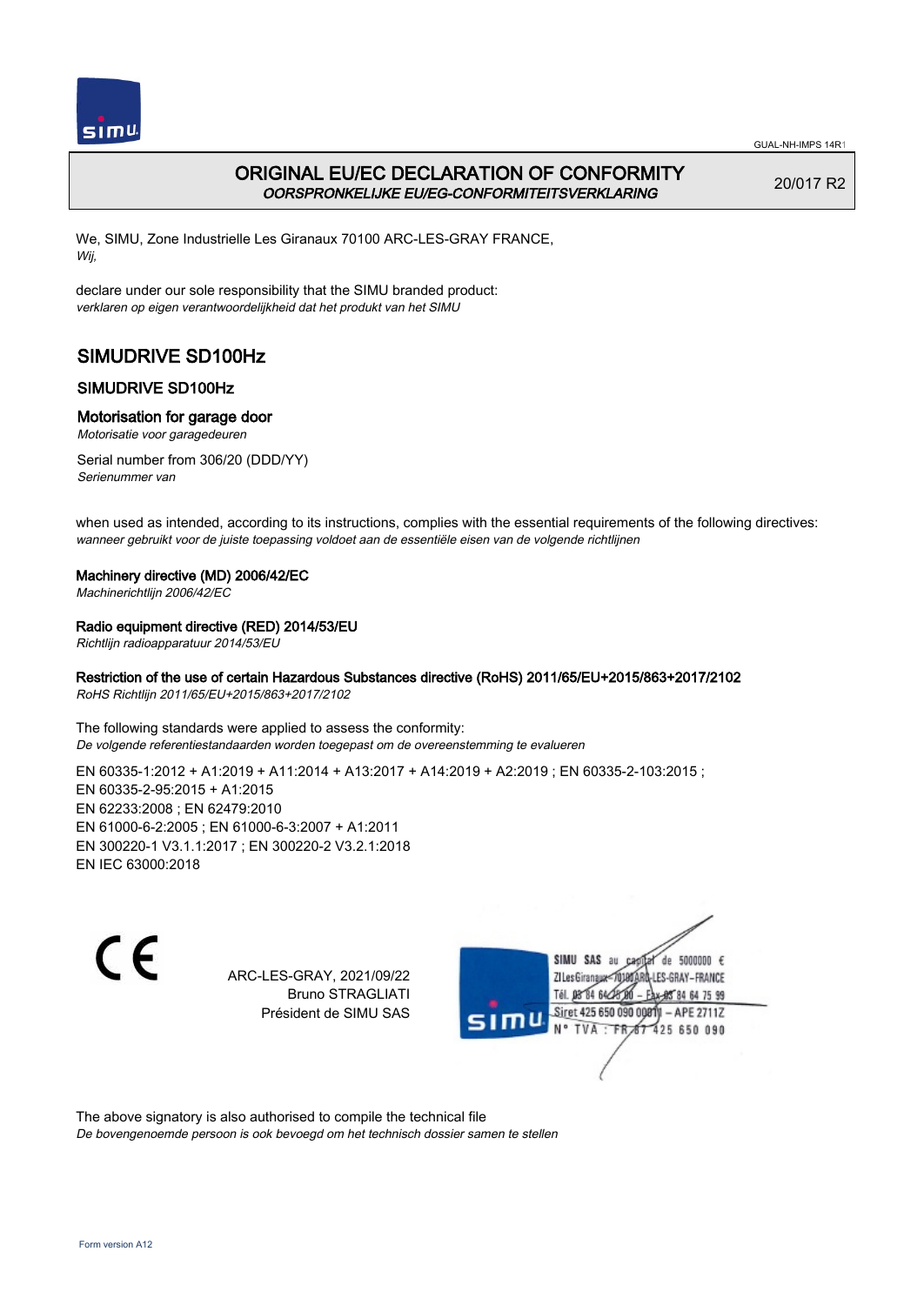GUAL-NH-IMPS 14R1

# ORIGINAL EU/EC DECLARATION OF CONFORMITY

*OORSPRONKELIJKE EU/EG-CONFORMITEITSVERKLARING*

20/017 R2

We, SIMU, Zone Industrielle Les Giranaux 70100 ARC-LES-GRAY FRANCE,
*Wij,*

declare under our sole responsibility that the SIMU branded product:
*verklaren op eigen verantwoordelijkheid dat het produkt van het SIMU*

## SIMUDRIVE SD100Hz

### SIMUDRIVE SD100Hz

### Motorisation for garage door

*Motorisatie voor garagedeuren*

Serial number from 306/20 (DDD/YY)
*Serienummer van*

when used as intended, according to its instructions, complies with the essential requirements of the following directives:
*wanneer gebruikt voor de juiste toepassing voldoet aan de essentiële eisen van de volgende richtlijnen*

**Machinery directive (MD) 2006/42/EC**
*Machinerichtlijn 2006/42/EC*

**Radio equipment directive (RED) 2014/53/EU**
*Richtlijn radioapparatuur 2014/53/EU*

**Restriction of the use of certain Hazardous Substances directive (RoHS) 2011/65/EU+2015/863+2017/2102**
*RoHS Richtlijn 2011/65/EU+2015/863+2017/2102*

The following standards were applied to assess the conformity:
*De volgende referentiestandaarden worden toegepast om de overeenstemming te evalueren*

EN 60335-1:2012 + A1:2019 + A11:2014 + A13:2017 + A14:2019 + A2:2019 ; EN 60335-2-103:2015 ;
EN 60335-2-95:2015 + A1:2015
EN 62233:2008 ; EN 62479:2010
EN 61000-6-2:2005 ; EN 61000-6-3:2007 + A1:2011
EN 300220-1 V3.1.1:2017 ; EN 300220-2 V3.2.1:2018
EN IEC 63000:2018

CE

ARC-LES-GRAY, 2021/09/22
Bruno STRAGLIATI
Président de SIMU SAS

SIMU SAS au capital de 5000000 €
ZI Les Giranaux 70100 ARC-LES-GRAY-FRANCE
Tél. 03 84 64 75 00 – Fax 03 84 64 75 99
Siret 425 650 090 00011 – APE 2711Z
N° TVA : FR 87 425 650 090

The above signatory is also authorised to compile the technical file
*De bovengenoemde persoon is ook bevoegd om het technisch dossier samen te stellen*

Form version A12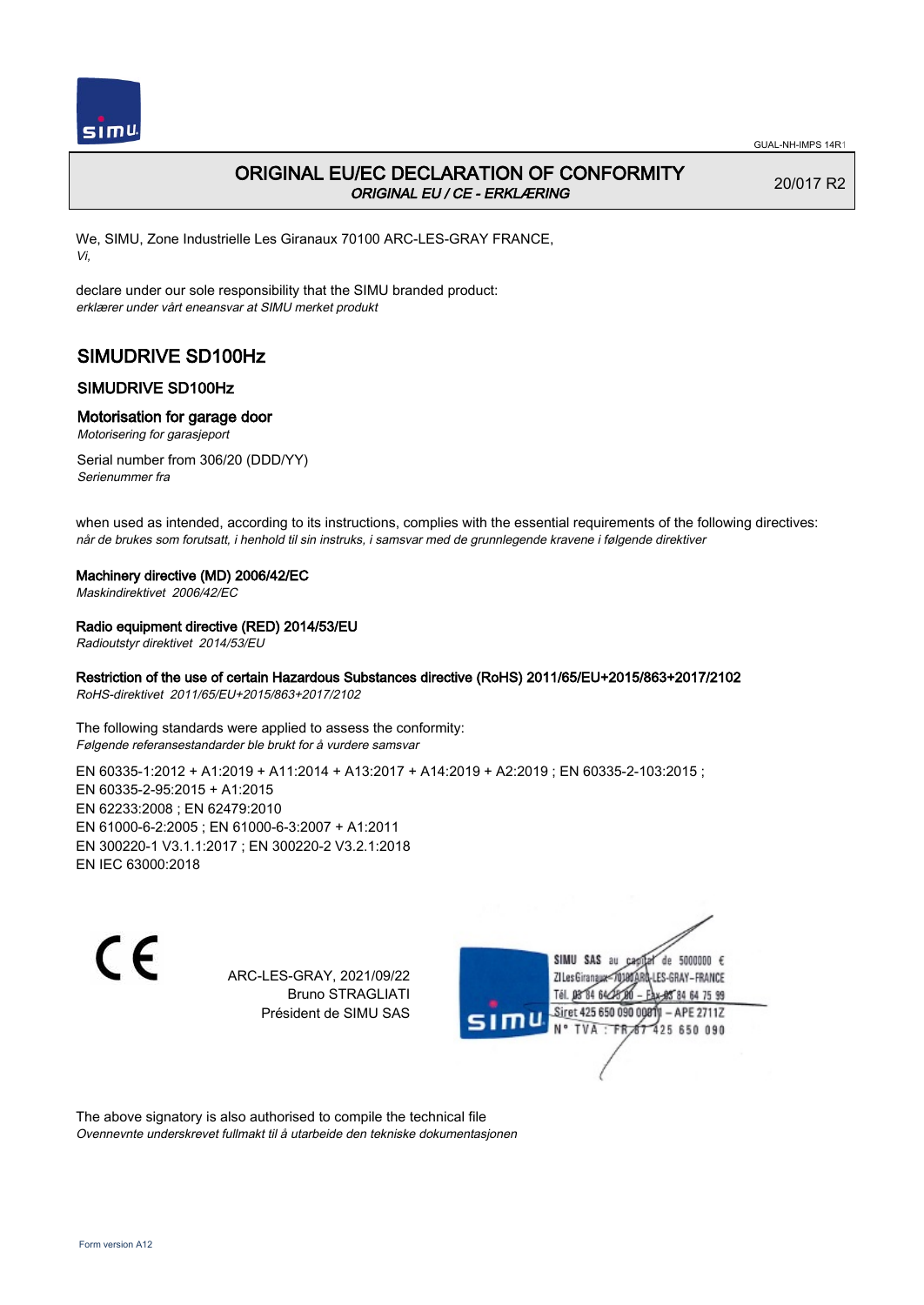# ORIGINAL EU/EC DECLARATION OF CONFORMITY

*ORIGINAL EU / CE - ERKLÆRING*

20/017 R2

We, SIMU, Zone Industrielle Les Giranaux 70100 ARC-LES-GRAY FRANCE,
*Vi,*

declare under our sole responsibility that the SIMU branded product:
*erklærer under vårt eneansvar at SIMU merket produkt*

## SIMUDRIVE SD100Hz

### SIMUDRIVE SD100Hz

### Motorisation for garage door

*Motorisering for garasjeport*

Serial number from 306/20 (DDD/YY)
*Serienummer fra*

when used as intended, according to its instructions, complies with the essential requirements of the following directives:
*når de brukes som forutsatt, i henhold til sin instruks, i samsvar med de grunnlegende kravene i følgende direktiver*

**Machinery directive (MD) 2006/42/EC**
*Maskindirektivet 2006/42/EC*

**Radio equipment directive (RED) 2014/53/EU**
*Radioutstyr direktivet 2014/53/EU*

**Restriction of the use of certain Hazardous Substances directive (RoHS) 2011/65/EU+2015/863+2017/2102**
*RoHS-direktivet 2011/65/EU+2015/863+2017/2102*

The following standards were applied to assess the conformity:
*Følgende referansestandarder ble brukt for å vurdere samsvar*

EN 60335-1:2012 + A1:2019 + A11:2014 + A13:2017 + A14:2019 + A2:2019 ; EN 60335-2-103:2015 ;
EN 60335-2-95:2015 + A1:2015
EN 62233:2008 ; EN 62479:2010
EN 61000-6-2:2005 ; EN 61000-6-3:2007 + A1:2011
EN 300220-1 V3.1.1:2017 ; EN 300220-2 V3.2.1:2018
EN IEC 63000:2018

ARC-LES-GRAY, 2021/09/22
Bruno STRAGLIATI
Président de SIMU SAS

SIMU SAS au capital de 5000000 €
ZI Les Giranaux 70100 ARC-LES-GRAY-FRANCE
Tél. 03 84 64 75 00 – Fax 03 84 64 75 99
Siret 425 650 090 00011 – APE 2711Z
N° TVA : FR 67 425 650 090

The above signatory is also authorised to compile the technical file
*Ovennevnte underskrevet fullmakt til å utarbeide den tekniske dokumentasjonen*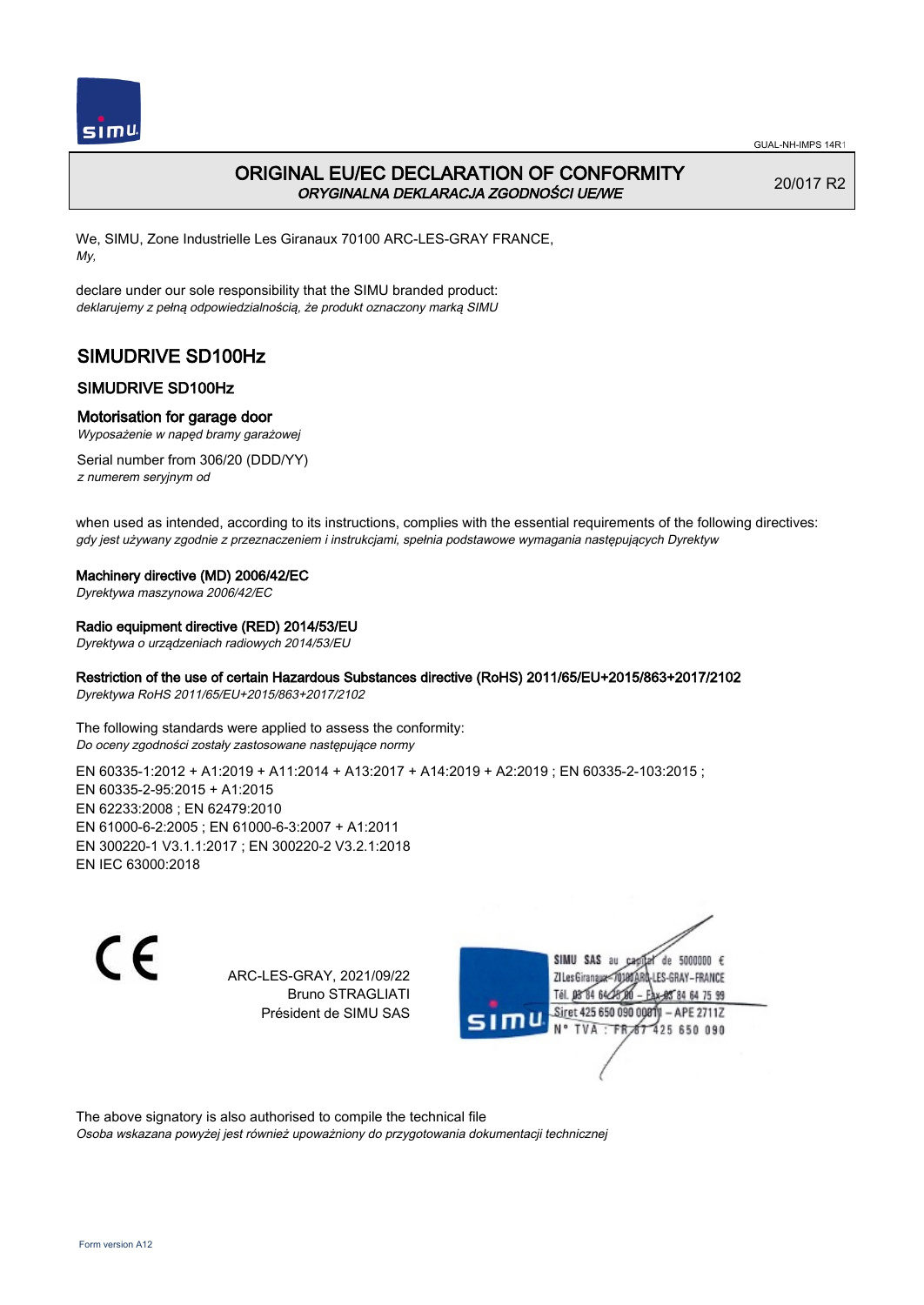# ORIGINAL EU/EC DECLARATION OF CONFORMITY

*ORYGINALNA DEKLARACJA ZGODNOŚCI UE/WE*

20/017 R2

We, SIMU, Zone Industrielle Les Giranaux 70100 ARC-LES-GRAY FRANCE,
*My,*

declare under our sole responsibility that the SIMU branded product:
*deklarujemy z pełną odpowiedzialnością, że produkt oznaczony marką SIMU*

## SIMUDRIVE SD100Hz

### SIMUDRIVE SD100Hz

### Motorisation for garage door

*Wyposażenie w napęd bramy garażowej*

Serial number from 306/20 (DDD/YY)
*z numerem seryjnym od*

when used as intended, according to its instructions, complies with the essential requirements of the following directives:
*gdy jest używany zgodnie z przeznaczeniem i instrukcjami, spełnia podstawowe wymagania następujących Dyrektyw*

**Machinery directive (MD) 2006/42/EC**
*Dyrektywa maszynowa 2006/42/EC*

**Radio equipment directive (RED) 2014/53/EU**
*Dyrektywa o urządzeniach radiowych 2014/53/EU*

**Restriction of the use of certain Hazardous Substances directive (RoHS) 2011/65/EU+2015/863+2017/2102**
*Dyrektywa RoHS 2011/65/EU+2015/863+2017/2102*

The following standards were applied to assess the conformity:
*Do oceny zgodności zostały zastosowane następujące normy*

EN 60335-1:2012 + A1:2019 + A11:2014 + A13:2017 + A14:2019 + A2:2019 ; EN 60335-2-103:2015 ;
EN 60335-2-95:2015 + A1:2015
EN 62233:2008 ; EN 62479:2010
EN 61000-6-2:2005 ; EN 61000-6-3:2007 + A1:2011
EN 300220-1 V3.1.1:2017 ; EN 300220-2 V3.2.1:2018
EN IEC 63000:2018

CE

ARC-LES-GRAY, 2021/09/22
Bruno STRAGLIATI
Président de SIMU SAS

SIMU SAS au capital de 5000000 €
ZI Les Giranaux 70100 ARC-LES-GRAY-FRANCE
Tél. 03 84 64 75 00 – Fax 03 84 64 75 99
Siret 425 650 090 00011 – APE 2711Z
N° TVA : FR 67 425 650 090

The above signatory is also authorised to compile the technical file
*Osoba wskazana powyżej jest również upoważniony do przygotowania dokumentacji technicznej*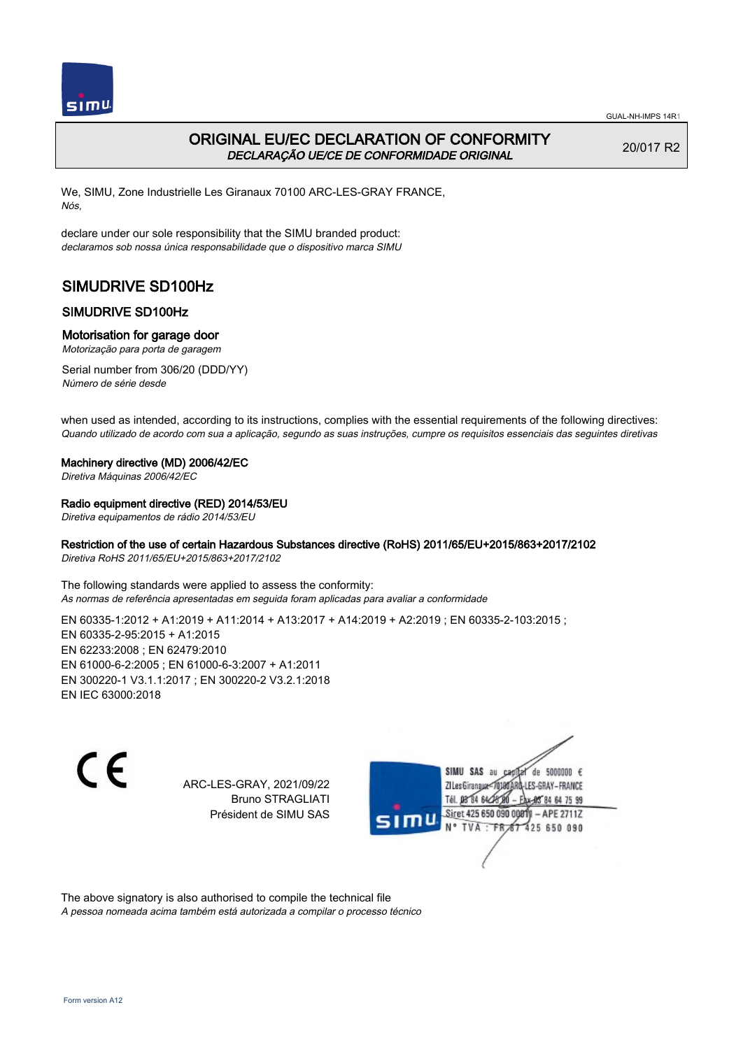GUAL-NH-IMPS 14R1

# ORIGINAL EU/EC DECLARATION OF CONFORMITY
*DECLARAÇÃO UE/CE DE CONFORMIDADE ORIGINAL*

20/017 R2

We, SIMU, Zone Industrielle Les Giranaux 70100 ARC-LES-GRAY FRANCE,
*Nós,*

declare under our sole responsibility that the SIMU branded product:
*declaramos sob nossa única responsabilidade que o dispositivo marca SIMU*

## SIMUDRIVE SD100Hz

### SIMUDRIVE SD100Hz

### Motorisation for garage door
*Motorização para porta de garagem*

Serial number from 306/20 (DDD/YY)
*Número de série desde*

when used as intended, according to its instructions, complies with the essential requirements of the following directives:
*Quando utilizado de acordo com sua a aplicação, segundo as suas instruções, cumpre os requisitos essenciais das seguintes diretivas*

**Machinery directive (MD) 2006/42/EC**
*Diretiva Máquinas 2006/42/EC*

**Radio equipment directive (RED) 2014/53/EU**
*Diretiva equipamentos de rádio 2014/53/EU*

**Restriction of the use of certain Hazardous Substances directive (RoHS) 2011/65/EU+2015/863+2017/2102**
*Diretiva RoHS 2011/65/EU+2015/863+2017/2102*

The following standards were applied to assess the conformity:
*As normas de referência apresentadas em seguida foram aplicadas para avaliar a conformidade*

EN 60335-1:2012 + A1:2019 + A11:2014 + A13:2017 + A14:2019 + A2:2019 ; EN 60335-2-103:2015 ;
EN 60335-2-95:2015 + A1:2015
EN 62233:2008 ; EN 62479:2010
EN 61000-6-2:2005 ; EN 61000-6-3:2007 + A1:2011
EN 300220-1 V3.1.1:2017 ; EN 300220-2 V3.2.1:2018
EN IEC 63000:2018

CE

ARC-LES-GRAY, 2021/09/22
Bruno STRAGLIATI
Président de SIMU SAS

SIMU SAS au capital de 5000000 €
ZI Les Giranaux 70100 ARC-LES-GRAY-FRANCE
Tél. 03 84 64 75 00 – Fax 03 84 64 75 99
Siret 425 650 090 00011 – APE 2711Z
N° TVA : FR 87 425 650 090

The above signatory is also authorised to compile the technical file
*A pessoa nomeada acima também está autorizada a compilar o processo técnico*

Form version A12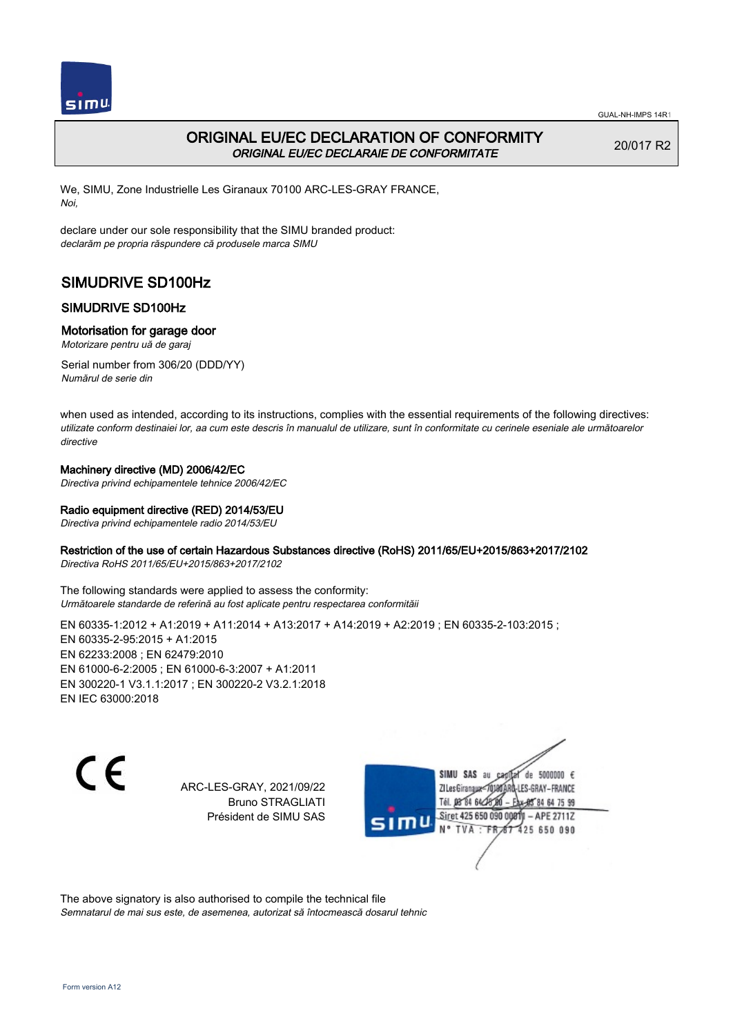# ORIGINAL EU/EC DECLARATION OF CONFORMITY

*ORIGINAL EU/EC DECLARAIE DE CONFORMITATE*

20/017 R2

We, SIMU, Zone Industrielle Les Giranaux 70100 ARC-LES-GRAY FRANCE,
*Noi,*

declare under our sole responsibility that the SIMU branded product:
*declarăm pe propria răspundere că produsele marca SIMU*

## SIMUDRIVE SD100Hz

### SIMUDRIVE SD100Hz

### Motorisation for garage door

*Motorizare pentru uă de garaj*

Serial number from 306/20 (DDD/YY)
*Numărul de serie din*

when used as intended, according to its instructions, complies with the essential requirements of the following directives:
*utilizate conform destinaiei lor, aa cum este descris în manualul de utilizare, sunt în conformitate cu cerinele eseniale ale următoarelor directive*

**Machinery directive (MD) 2006/42/EC**
*Directiva privind echipamentele tehnice 2006/42/EC*

**Radio equipment directive (RED) 2014/53/EU**
*Directiva privind echipamentele radio 2014/53/EU*

**Restriction of the use of certain Hazardous Substances directive (RoHS) 2011/65/EU+2015/863+2017/2102**
*Directiva RoHS 2011/65/EU+2015/863+2017/2102*

The following standards were applied to assess the conformity:
*Următoarele standarde de referină au fost aplicate pentru respectarea conformităii*

EN 60335-1:2012 + A1:2019 + A11:2014 + A13:2017 + A14:2019 + A2:2019 ; EN 60335-2-103:2015 ;
EN 60335-2-95:2015 + A1:2015
EN 62233:2008 ; EN 62479:2010
EN 61000-6-2:2005 ; EN 61000-6-3:2007 + A1:2011
EN 300220-1 V3.1.1:2017 ; EN 300220-2 V3.2.1:2018
EN IEC 63000:2018

CE

ARC-LES-GRAY, 2021/09/22
Bruno STRAGLIATI
Président de SIMU SAS

SIMU SAS au capital de 5000000 €
ZI Les Giranaux 70100 ARC-LES-GRAY-FRANCE
Tél. 03 84 64 75 00 – Fax 03 84 64 75 99
Siret 425 650 090 00011 – APE 2711Z
N° TVA : FR 87 425 650 090

The above signatory is also authorised to compile the technical file
*Semnatarul de mai sus este, de asemenea, autorizat să întocmească dosarul tehnic*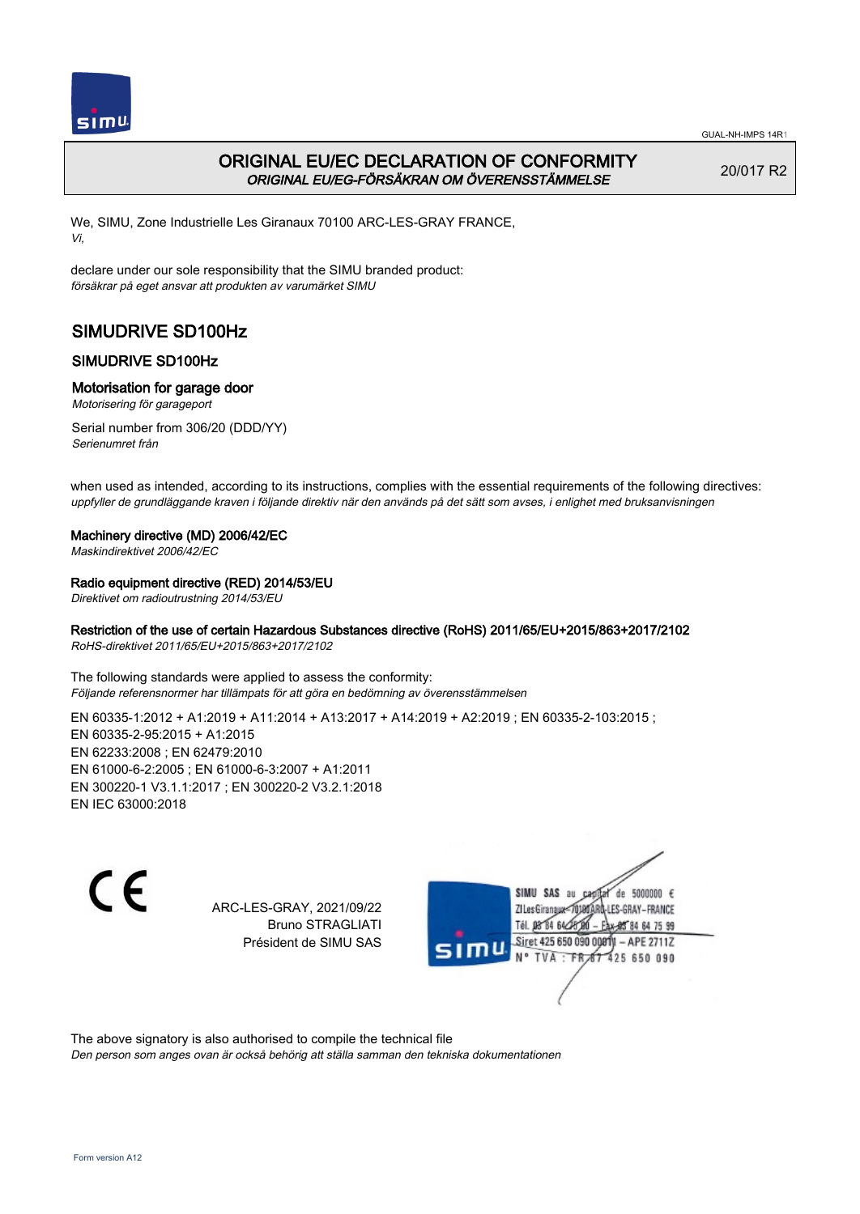# ORIGINAL EU/EC DECLARATION OF CONFORMITY

*ORIGINAL EU/EG-FÖRSÄKRAN OM ÖVERENSSTÄMMELSE*

20/017 R2

We, SIMU, Zone Industrielle Les Giranaux 70100 ARC-LES-GRAY FRANCE,
*Vi,*

declare under our sole responsibility that the SIMU branded product:
*försäkrar på eget ansvar att produkten av varumärket SIMU*

## SIMUDRIVE SD100Hz

### SIMUDRIVE SD100Hz

### Motorisation for garage door

*Motorisering för garageport*

Serial number from 306/20 (DDD/YY)
*Serienumret från*

when used as intended, according to its instructions, complies with the essential requirements of the following directives:
*uppfyller de grundläggande kraven i följande direktiv när den används på det sätt som avses, i enlighet med bruksanvisningen*

**Machinery directive (MD) 2006/42/EC**
*Maskindirektivet 2006/42/EC*

**Radio equipment directive (RED) 2014/53/EU**
*Direktivet om radioutrustning 2014/53/EU*

**Restriction of the use of certain Hazardous Substances directive (RoHS) 2011/65/EU+2015/863+2017/2102**
*RoHS-direktivet 2011/65/EU+2015/863+2017/2102*

The following standards were applied to assess the conformity:
*Följande referensnormer har tillämpats för att göra en bedömning av överensstämmelsen*

EN 60335-1:2012 + A1:2019 + A11:2014 + A13:2017 + A14:2019 + A2:2019 ; EN 60335-2-103:2015 ;
EN 60335-2-95:2015 + A1:2015
EN 62233:2008 ; EN 62479:2010
EN 61000-6-2:2005 ; EN 61000-6-3:2007 + A1:2011
EN 300220-1 V3.1.1:2017 ; EN 300220-2 V3.2.1:2018
EN IEC 63000:2018

ARC-LES-GRAY, 2021/09/22
Bruno STRAGLIATI
Président de SIMU SAS

SIMU SAS au capital de 5000000 €
ZI Les Giranaux 70100 ARC-LES-GRAY-FRANCE
Tél. 03 84 64 75 00 – Fax 03 84 64 75 99
Siret 425 650 090 00011 – APE 2711Z
N° TVA : FR 67 425 650 090

The above signatory is also authorised to compile the technical file
*Den person som anges ovan är också behörig att ställa samman den tekniska dokumentationen*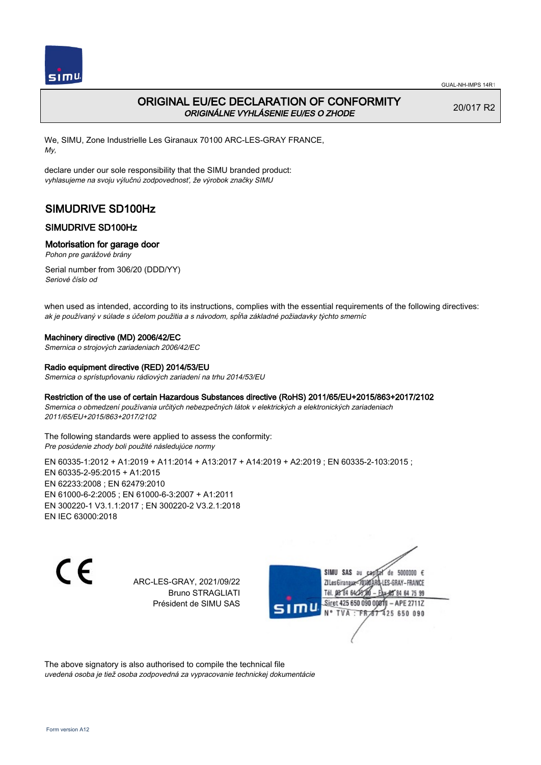# ORIGINAL EU/EC DECLARATION OF CONFORMITY
*ORIGINÁLNE VYHLÁSENIE EU/ES O ZHODE*

20/017 R2

We, SIMU, Zone Industrielle Les Giranaux 70100 ARC-LES-GRAY FRANCE,
*My,*

declare under our sole responsibility that the SIMU branded product:
*vyhlasujeme na svoju výlučnú zodpovednosť, že výrobok značky SIMU*

## SIMUDRIVE SD100Hz

### SIMUDRIVE SD100Hz

### Motorisation for garage door
*Pohon pre garážové brány*

Serial number from 306/20 (DDD/YY)
*Seriové číslo od*

when used as intended, according to its instructions, complies with the essential requirements of the following directives:
*ak je používaný v súlade s účelom použitia a s návodom, spĺňa základné požiadavky týchto smerníc*

**Machinery directive (MD) 2006/42/EC**
*Smernica o strojových zariadeniach 2006/42/EC*

**Radio equipment directive (RED) 2014/53/EU**
*Smernica o sprístupňovaniu rádiových zariadení na trhu 2014/53/EU*

**Restriction of the use of certain Hazardous Substances directive (RoHS) 2011/65/EU+2015/863+2017/2102**
*Smernica o obmedzení používania určitých nebezpečných látok v elektrických a elektronických zariadeniach 2011/65/EU+2015/863+2017/2102*

The following standards were applied to assess the conformity:
*Pre posúdenie zhody boli použité následujúce normy*

EN 60335-1:2012 + A1:2019 + A11:2014 + A13:2017 + A14:2019 + A2:2019 ; EN 60335-2-103:2015 ;
EN 60335-2-95:2015 + A1:2015
EN 62233:2008 ; EN 62479:2010
EN 61000-6-2:2005 ; EN 61000-6-3:2007 + A1:2011
EN 300220-1 V3.1.1:2017 ; EN 300220-2 V3.2.1:2018
EN IEC 63000:2018

ARC-LES-GRAY, 2021/09/22
Bruno STRAGLIATI
Président de SIMU SAS

SIMU SAS au capital de 5000000 €
ZI Les Giranaux 70100 ARC-LES-GRAY–FRANCE
Tél. 03 84 64 75 00 – Fax 03 84 64 75 99
Siret 425 650 090 00011 – APE 2711Z
N° TVA : FR 87 425 650 090

The above signatory is also authorised to compile the technical file
*uvedená osoba je tiež osoba zodpovedná za vypracovanie technickej dokumentácie*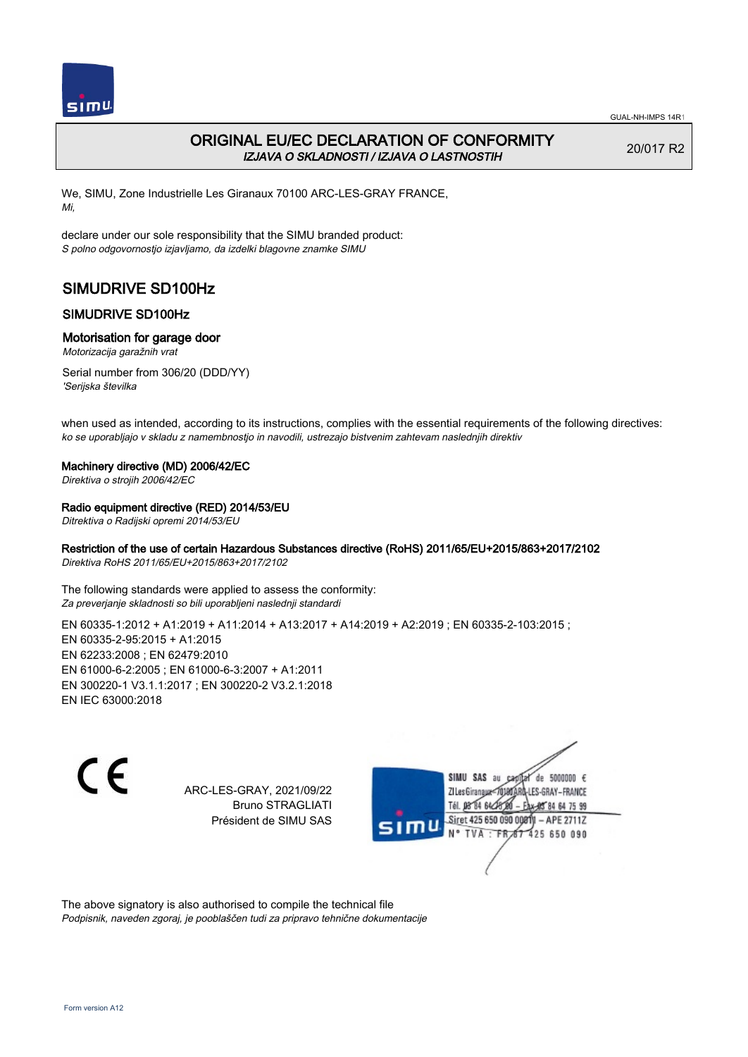# ORIGINAL EU/EC DECLARATION OF CONFORMITY

*IZJAVA O SKLADNOSTI / IZJAVA O LASTNOSTIH*

20/017 R2

We, SIMU, Zone Industrielle Les Giranaux 70100 ARC-LES-GRAY FRANCE,
*Mi,*

declare under our sole responsibility that the SIMU branded product:
*S polno odgovornostjo izjavljamo, da izdelki blagovne znamke SIMU*

## SIMUDRIVE SD100Hz

### SIMUDRIVE SD100Hz

### Motorisation for garage door

*Motorizacija garažnih vrat*

Serial number from 306/20 (DDD/YY)
*'Serijska številka*

when used as intended, according to its instructions, complies with the essential requirements of the following directives:
*ko se uporabljajo v skladu z namembnostjo in navodili, ustrezajo bistvenim zahtevam naslednjih direktiv*

**Machinery directive (MD) 2006/42/EC**
*Direktiva o strojih 2006/42/EC*

**Radio equipment directive (RED) 2014/53/EU**
*Ditrektiva o Radijski opremi 2014/53/EU*

**Restriction of the use of certain Hazardous Substances directive (RoHS) 2011/65/EU+2015/863+2017/2102**
*Direktiva RoHS 2011/65/EU+2015/863+2017/2102*

The following standards were applied to assess the conformity:
*Za preverjanje skladnosti so bili uporabljeni naslednji standardi*

EN 60335-1:2012 + A1:2019 + A11:2014 + A13:2017 + A14:2019 + A2:2019 ; EN 60335-2-103:2015 ;
EN 60335-2-95:2015 + A1:2015
EN 62233:2008 ; EN 62479:2010
EN 61000-6-2:2005 ; EN 61000-6-3:2007 + A1:2011
EN 300220-1 V3.1.1:2017 ; EN 300220-2 V3.2.1:2018
EN IEC 63000:2018

CE

ARC-LES-GRAY, 2021/09/22
Bruno STRAGLIATI
Président de SIMU SAS

SIMU SAS au capital de 5000000 €
ZI Les Giranaux 70100 ARC-LES-GRAY-FRANCE
Tél. 03 84 64 75 00 – Fax 03 84 64 75 99
Siret 425 650 090 00011 – APE 2711Z
N° TVA : FR 67 425 650 090

The above signatory is also authorised to compile the technical file
*Podpisnik, naveden zgoraj, je pooblaščen tudi za pripravo tehnične dokumentacije*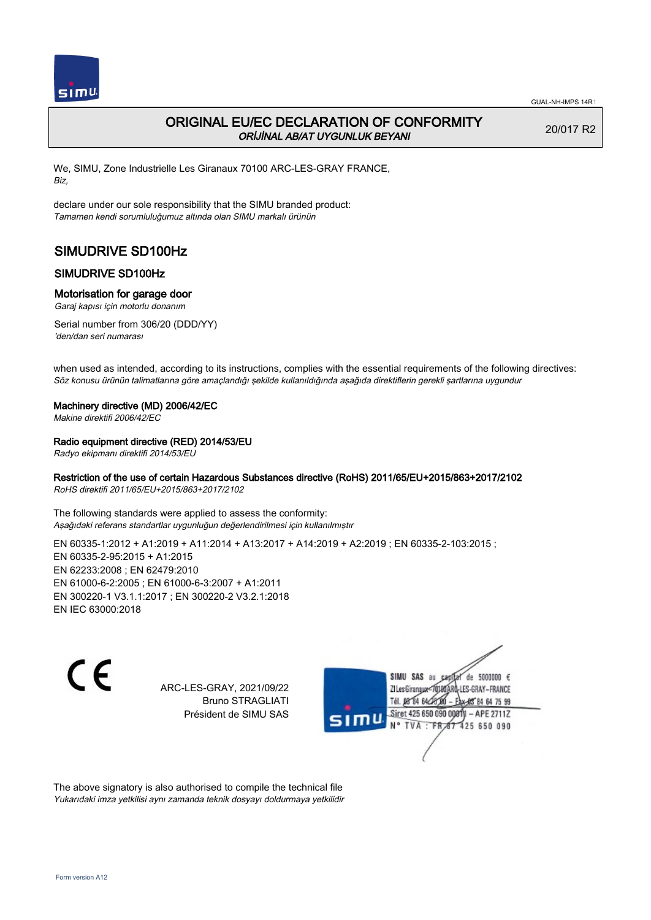# ORIGINAL EU/EC DECLARATION OF CONFORMITY
*ORİJİNAL AB/AT UYGUNLUK BEYANI*

20/017 R2

We, SIMU, Zone Industrielle Les Giranaux 70100 ARC-LES-GRAY FRANCE,
*Biz,*

declare under our sole responsibility that the SIMU branded product:
*Tamamen kendi sorumluluğumuz altında olan SIMU markalı ürünün*

## SIMUDRIVE SD100Hz

### SIMUDRIVE SD100Hz

### Motorisation for garage door
*Garaj kapısı için motorlu donanım*

Serial number from 306/20 (DDD/YY)
*'den/dan seri numarası*

when used as intended, according to its instructions, complies with the essential requirements of the following directives:
*Söz konusu ürünün talimatlarına göre amaçlandığı şekilde kullanıldığında aşağıda direktiflerin gerekli şartlarına uygundur*

**Machinery directive (MD) 2006/42/EC**
*Makine direktifi 2006/42/EC*

**Radio equipment directive (RED) 2014/53/EU**
*Radyo ekipmanı direktifi 2014/53/EU*

**Restriction of the use of certain Hazardous Substances directive (RoHS) 2011/65/EU+2015/863+2017/2102**
*RoHS direktifi 2011/65/EU+2015/863+2017/2102*

The following standards were applied to assess the conformity:
*Aşağıdaki referans standartlar uygunluğun değerlendirilmesi için kullanılmıştır*

EN 60335-1:2012 + A1:2019 + A11:2014 + A13:2017 + A14:2019 + A2:2019 ; EN 60335-2-103:2015 ;
EN 60335-2-95:2015 + A1:2015
EN 62233:2008 ; EN 62479:2010
EN 61000-6-2:2005 ; EN 61000-6-3:2007 + A1:2011
EN 300220-1 V3.1.1:2017 ; EN 300220-2 V3.2.1:2018
EN IEC 63000:2018

CE

ARC-LES-GRAY, 2021/09/22
Bruno STRAGLIATI
Président de SIMU SAS

SIMU SAS au capital de 5000000 €
ZI Les Giranaux 70100 ARC-LES-GRAY-FRANCE
Tél. 03 84 64 75 00 – Fax 03 84 64 75 99
Siret 425 650 090 00011 – APE 2711Z
N° TVA : FR 67 425 650 090

The above signatory is also authorised to compile the technical file
*Yukarıdaki imza yetkilisi aynı zamanda teknik dosyayı doldurmaya yetkilidir*